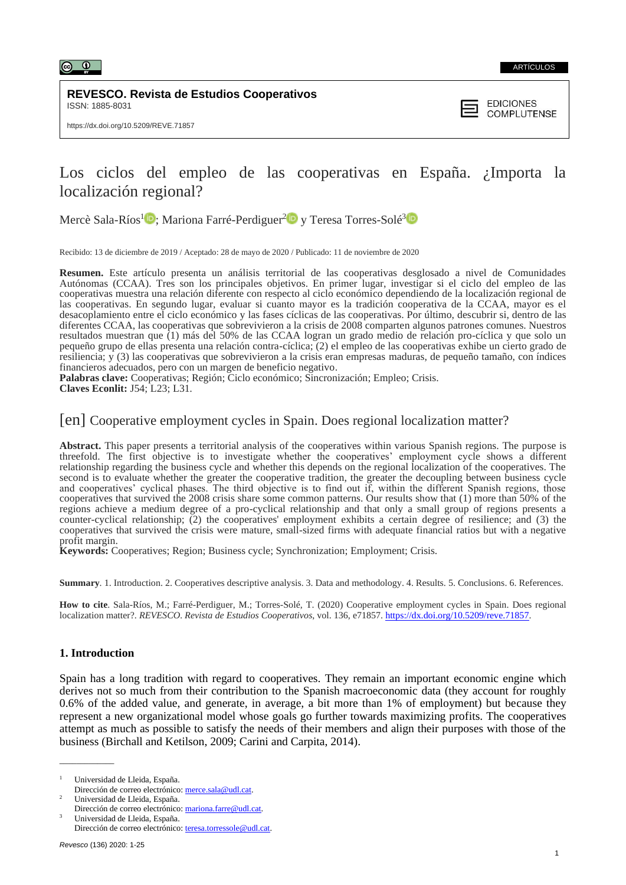ARTÍCULOS

**REVESCO. Revista de Estudios Cooperativos**
ISSN: 1885-8031

https://dx.doi.org/10.5209/REVE.71857

EDICIONES COMPLUTENSE

# Los ciclos del empleo de las cooperativas en España. ¿Importa la localización regional?

Mercè Sala-Ríos[1]; Mariona Farré-Perdiguer[2] y Teresa Torres-Solé[3]

Recibido: 13 de diciembre de 2019 / Aceptado: 28 de mayo de 2020 / Publicado: 11 de noviembre de 2020

**Resumen.** Este artículo presenta un análisis territorial de las cooperativas desglosado a nivel de Comunidades Autónomas (CCAA). Tres son los principales objetivos. En primer lugar, investigar si el ciclo del empleo de las cooperativas muestra una relación diferente con respecto al ciclo económico dependiendo de la localización regional de las cooperativas. En segundo lugar, evaluar si cuanto mayor es la tradición cooperativa de la CCAA, mayor es el desacoplamiento entre el ciclo económico y las fases cíclicas de las cooperativas. Por último, descubrir si, dentro de las diferentes CCAA, las cooperativas que sobrevivieron a la crisis de 2008 comparten algunos patrones comunes. Nuestros resultados muestran que (1) más del 50% de las CCAA logran un grado medio de relación pro-cíclica y que solo un pequeño grupo de ellas presenta una relación contra-cíclica; (2) el empleo de las cooperativas exhibe un cierto grado de resiliencia; y (3) las cooperativas que sobrevivieron a la crisis eran empresas maduras, de pequeño tamaño, con índices financieros adecuados, pero con un margen de beneficio negativo.
**Palabras clave:** Cooperativas; Región; Ciclo económico; Sincronización; Empleo; Crisis.
**Claves Econlit:** J54; L23; L31.

## [en] Cooperative employment cycles in Spain. Does regional localization matter?

**Abstract.** This paper presents a territorial analysis of the cooperatives within various Spanish regions. The purpose is threefold. The first objective is to investigate whether the cooperatives' employment cycle shows a different relationship regarding the business cycle and whether this depends on the regional localization of the cooperatives. The second is to evaluate whether the greater the cooperative tradition, the greater the decoupling between business cycle and cooperatives' cyclical phases. The third objective is to find out if, within the different Spanish regions, those cooperatives that survived the 2008 crisis share some common patterns. Our results show that (1) more than 50% of the regions achieve a medium degree of a pro-cyclical relationship and that only a small group of regions presents a counter-cyclical relationship; (2) the cooperatives' employment exhibits a certain degree of resilience; and (3) the cooperatives that survived the crisis were mature, small-sized firms with adequate financial ratios but with a negative profit margin.
**Keywords:** Cooperatives; Region; Business cycle; Synchronization; Employment; Crisis.

**Summary**. 1. Introduction. 2. Cooperatives descriptive analysis. 3. Data and methodology. 4. Results. 5. Conclusions. 6. References.

**How to cite**. Sala-Ríos, M.; Farré-Perdiguer, M.; Torres-Solé, T. (2020) Cooperative employment cycles in Spain. Does regional localization matter?. *REVESCO. Revista de Estudios Cooperativos*, vol. 136, e71857. https://dx.doi.org/10.5209/reve.71857.

## 1. Introduction

Spain has a long tradition with regard to cooperatives. They remain an important economic engine which derives not so much from their contribution to the Spanish macroeconomic data (they account for roughly 0.6% of the added value, and generate, in average, a bit more than 1% of employment) but because they represent a new organizational model whose goals go further towards maximizing profits. The cooperatives attempt as much as possible to satisfy the needs of their members and align their purposes with those of the business (Birchall and Ketilson, 2009; Carini and Carpita, 2014).

---

[1] Universidad de Lleida, España.
Dirección de correo electrónico: merce.sala@udl.cat.

[2] Universidad de Lleida, España.
Dirección de correo electrónico: mariona.farre@udl.cat.

[3] Universidad de Lleida, España.
Dirección de correo electrónico: teresa.torressole@udl.cat.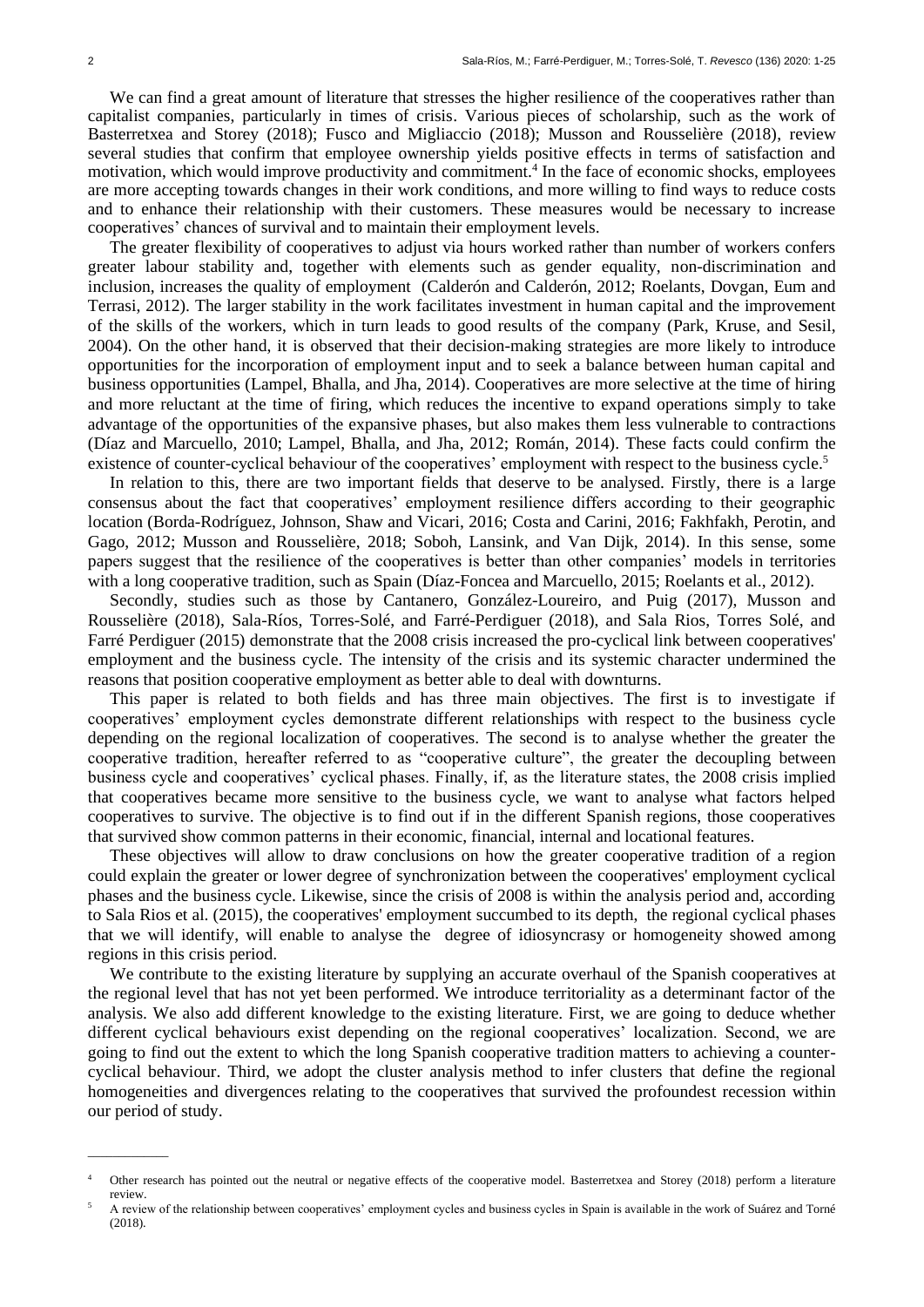We can find a great amount of literature that stresses the higher resilience of the cooperatives rather than capitalist companies, particularly in times of crisis. Various pieces of scholarship, such as the work of Basterretxea and Storey (2018); Fusco and Migliaccio (2018); Musson and Rousselière (2018), review several studies that confirm that employee ownership yields positive effects in terms of satisfaction and motivation, which would improve productivity and commitment.[4] In the face of economic shocks, employees are more accepting towards changes in their work conditions, and more willing to find ways to reduce costs and to enhance their relationship with their customers. These measures would be necessary to increase cooperatives' chances of survival and to maintain their employment levels.

The greater flexibility of cooperatives to adjust via hours worked rather than number of workers confers greater labour stability and, together with elements such as gender equality, non-discrimination and inclusion, increases the quality of employment (Calderón and Calderón, 2012; Roelants, Dovgan, Eum and Terrasi, 2012). The larger stability in the work facilitates investment in human capital and the improvement of the skills of the workers, which in turn leads to good results of the company (Park, Kruse, and Sesil, 2004). On the other hand, it is observed that their decision-making strategies are more likely to introduce opportunities for the incorporation of employment input and to seek a balance between human capital and business opportunities (Lampel, Bhalla, and Jha, 2014). Cooperatives are more selective at the time of hiring and more reluctant at the time of firing, which reduces the incentive to expand operations simply to take advantage of the opportunities of the expansive phases, but also makes them less vulnerable to contractions (Díaz and Marcuello, 2010; Lampel, Bhalla, and Jha, 2012; Román, 2014). These facts could confirm the existence of counter-cyclical behaviour of the cooperatives' employment with respect to the business cycle.[5]

In relation to this, there are two important fields that deserve to be analysed. Firstly, there is a large consensus about the fact that cooperatives' employment resilience differs according to their geographic location (Borda-Rodríguez, Johnson, Shaw and Vicari, 2016; Costa and Carini, 2016; Fakhfakh, Perotin, and Gago, 2012; Musson and Rousselière, 2018; Soboh, Lansink, and Van Dijk, 2014). In this sense, some papers suggest that the resilience of the cooperatives is better than other companies' models in territories with a long cooperative tradition, such as Spain (Díaz-Foncea and Marcuello, 2015; Roelants et al., 2012).

Secondly, studies such as those by Cantanero, González-Loureiro, and Puig (2017), Musson and Rousselière (2018), Sala-Ríos, Torres-Solé, and Farré-Perdiguer (2018), and Sala Rios, Torres Solé, and Farré Perdiguer (2015) demonstrate that the 2008 crisis increased the pro-cyclical link between cooperatives' employment and the business cycle. The intensity of the crisis and its systemic character undermined the reasons that position cooperative employment as better able to deal with downturns.

This paper is related to both fields and has three main objectives. The first is to investigate if cooperatives' employment cycles demonstrate different relationships with respect to the business cycle depending on the regional localization of cooperatives. The second is to analyse whether the greater the cooperative tradition, hereafter referred to as "cooperative culture", the greater the decoupling between business cycle and cooperatives' cyclical phases. Finally, if, as the literature states, the 2008 crisis implied that cooperatives became more sensitive to the business cycle, we want to analyse what factors helped cooperatives to survive. The objective is to find out if in the different Spanish regions, those cooperatives that survived show common patterns in their economic, financial, internal and locational features.

These objectives will allow to draw conclusions on how the greater cooperative tradition of a region could explain the greater or lower degree of synchronization between the cooperatives' employment cyclical phases and the business cycle. Likewise, since the crisis of 2008 is within the analysis period and, according to Sala Rios et al. (2015), the cooperatives' employment succumbed to its depth, the regional cyclical phases that we will identify, will enable to analyse the degree of idiosyncrasy or homogeneity showed among regions in this crisis period.

We contribute to the existing literature by supplying an accurate overhaul of the Spanish cooperatives at the regional level that has not yet been performed. We introduce territoriality as a determinant factor of the analysis. We also add different knowledge to the existing literature. First, we are going to deduce whether different cyclical behaviours exist depending on the regional cooperatives' localization. Second, we are going to find out the extent to which the long Spanish cooperative tradition matters to achieving a counter-cyclical behaviour. Third, we adopt the cluster analysis method to infer clusters that define the regional homogeneities and divergences relating to the cooperatives that survived the profoundest recession within our period of study.

---

[4] Other research has pointed out the neutral or negative effects of the cooperative model. Basterretxea and Storey (2018) perform a literature review.

[5] A review of the relationship between cooperatives' employment cycles and business cycles in Spain is available in the work of Suárez and Torné (2018).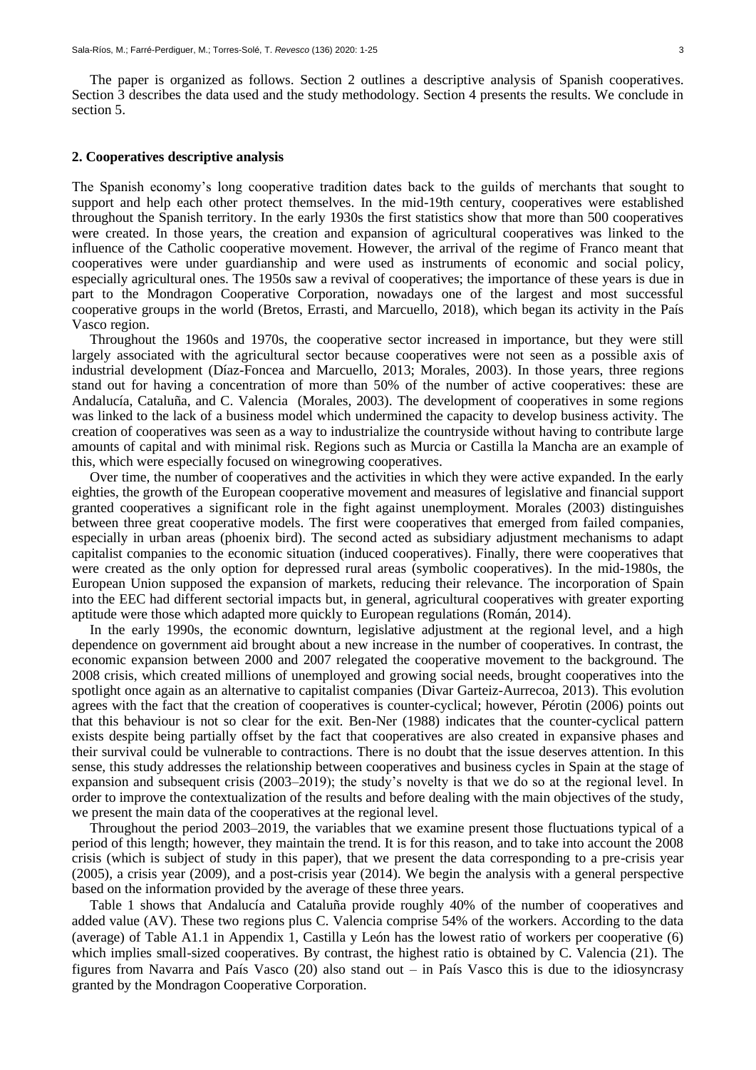The paper is organized as follows. Section 2 outlines a descriptive analysis of Spanish cooperatives. Section 3 describes the data used and the study methodology. Section 4 presents the results. We conclude in section 5.

## 2. Cooperatives descriptive analysis

The Spanish economy's long cooperative tradition dates back to the guilds of merchants that sought to support and help each other protect themselves. In the mid-19th century, cooperatives were established throughout the Spanish territory. In the early 1930s the first statistics show that more than 500 cooperatives were created. In those years, the creation and expansion of agricultural cooperatives was linked to the influence of the Catholic cooperative movement. However, the arrival of the regime of Franco meant that cooperatives were under guardianship and were used as instruments of economic and social policy, especially agricultural ones. The 1950s saw a revival of cooperatives; the importance of these years is due in part to the Mondragon Cooperative Corporation, nowadays one of the largest and most successful cooperative groups in the world (Bretos, Errasti, and Marcuello, 2018), which began its activity in the País Vasco region.

Throughout the 1960s and 1970s, the cooperative sector increased in importance, but they were still largely associated with the agricultural sector because cooperatives were not seen as a possible axis of industrial development (Díaz-Foncea and Marcuello, 2013; Morales, 2003). In those years, three regions stand out for having a concentration of more than 50% of the number of active cooperatives: these are Andalucía, Cataluña, and C. Valencia (Morales, 2003). The development of cooperatives in some regions was linked to the lack of a business model which undermined the capacity to develop business activity. The creation of cooperatives was seen as a way to industrialize the countryside without having to contribute large amounts of capital and with minimal risk. Regions such as Murcia or Castilla la Mancha are an example of this, which were especially focused on winegrowing cooperatives.

Over time, the number of cooperatives and the activities in which they were active expanded. In the early eighties, the growth of the European cooperative movement and measures of legislative and financial support granted cooperatives a significant role in the fight against unemployment. Morales (2003) distinguishes between three great cooperative models. The first were cooperatives that emerged from failed companies, especially in urban areas (phoenix bird). The second acted as subsidiary adjustment mechanisms to adapt capitalist companies to the economic situation (induced cooperatives). Finally, there were cooperatives that were created as the only option for depressed rural areas (symbolic cooperatives). In the mid-1980s, the European Union supposed the expansion of markets, reducing their relevance. The incorporation of Spain into the EEC had different sectorial impacts but, in general, agricultural cooperatives with greater exporting aptitude were those which adapted more quickly to European regulations (Román, 2014).

In the early 1990s, the economic downturn, legislative adjustment at the regional level, and a high dependence on government aid brought about a new increase in the number of cooperatives. In contrast, the economic expansion between 2000 and 2007 relegated the cooperative movement to the background. The 2008 crisis, which created millions of unemployed and growing social needs, brought cooperatives into the spotlight once again as an alternative to capitalist companies (Divar Garteiz-Aurrecoa, 2013). This evolution agrees with the fact that the creation of cooperatives is counter-cyclical; however, Pérotin (2006) points out that this behaviour is not so clear for the exit. Ben-Ner (1988) indicates that the counter-cyclical pattern exists despite being partially offset by the fact that cooperatives are also created in expansive phases and their survival could be vulnerable to contractions. There is no doubt that the issue deserves attention. In this sense, this study addresses the relationship between cooperatives and business cycles in Spain at the stage of expansion and subsequent crisis (2003–2019); the study's novelty is that we do so at the regional level. In order to improve the contextualization of the results and before dealing with the main objectives of the study, we present the main data of the cooperatives at the regional level.

Throughout the period 2003–2019, the variables that we examine present those fluctuations typical of a period of this length; however, they maintain the trend. It is for this reason, and to take into account the 2008 crisis (which is subject of study in this paper), that we present the data corresponding to a pre-crisis year (2005), a crisis year (2009), and a post-crisis year (2014). We begin the analysis with a general perspective based on the information provided by the average of these three years.

Table 1 shows that Andalucía and Cataluña provide roughly 40% of the number of cooperatives and added value (AV). These two regions plus C. Valencia comprise 54% of the workers. According to the data (average) of Table A1.1 in Appendix 1, Castilla y León has the lowest ratio of workers per cooperative (6) which implies small-sized cooperatives. By contrast, the highest ratio is obtained by C. Valencia (21). The figures from Navarra and País Vasco (20) also stand out – in País Vasco this is due to the idiosyncrasy granted by the Mondragon Cooperative Corporation.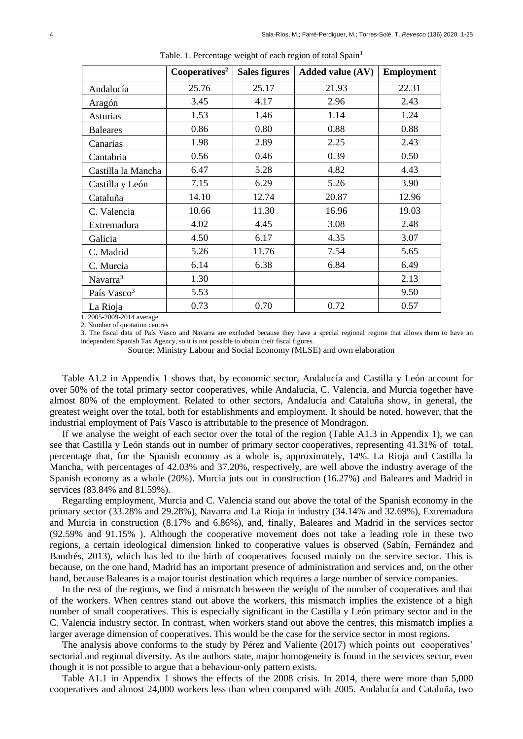Table. 1. Percentage weight of each region of total Spain[1]

| | Cooperatives[2] | Sales figures | Added value (AV) | Employment |
|---|---|---|---|---|
| Andalucía | 25.76 | 25.17 | 21.93 | 22.31 |
| Aragón | 3.45 | 4.17 | 2.96 | 2.43 |
| Asturias | 1.53 | 1.46 | 1.14 | 1.24 |
| Baleares | 0.86 | 0.80 | 0.88 | 0.88 |
| Canarias | 1.98 | 2.89 | 2.25 | 2.43 |
| Cantabria | 0.56 | 0.46 | 0.39 | 0.50 |
| Castilla la Mancha | 6.47 | 5.28 | 4.82 | 4.43 |
| Castilla y León | 7.15 | 6.29 | 5.26 | 3.90 |
| Cataluña | 14.10 | 12.74 | 20.87 | 12.96 |
| C. Valencia | 10.66 | 11.30 | 16.96 | 19.03 |
| Extremadura | 4.02 | 4.45 | 3.08 | 2.48 |
| Galicia | 4.50 | 6.17 | 4.35 | 3.07 |
| C. Madrid | 5.26 | 11.76 | 7.54 | 5.65 |
| C. Murcia | 6.14 | 6.38 | 6.84 | 6.49 |
| Navarra[3] | 1.30 | | | 2.13 |
| País Vasco[3] | 5.53 | | | 9.50 |
| La Rioja | 0.73 | 0.70 | 0.72 | 0.57 |

1. 2005-2009-2014 average

2. Number of quotation centres

3. The fiscal data of País Vasco and Navarra are excluded because they have a special regional regime that allows them to have an independent Spanish Tax Agency, so it is not possible to obtain their fiscal figures.

Source: Ministry Labour and Social Economy (MLSE) and own elaboration

Table A1.2 in Appendix 1 shows that, by economic sector, Andalucía and Castilla y León account for over 50% of the total primary sector cooperatives, while Andalucía, C. Valencia, and Murcia together have almost 80% of the employment. Related to other sectors, Andalucía and Cataluña show, in general, the greatest weight over the total, both for establishments and employment. It should be noted, however, that the industrial employment of País Vasco is attributable to the presence of Mondragon.

If we analyse the weight of each sector over the total of the region (Table A1.3 in Appendix 1), we can see that Castilla y León stands out in number of primary sector cooperatives, representing 41.31% of total, percentage that, for the Spanish economy as a whole is, approximately, 14%. La Rioja and Castilla la Mancha, with percentages of 42.03% and 37.20%, respectively, are well above the industry average of the Spanish economy as a whole (20%). Murcia juts out in construction (16.27%) and Baleares and Madrid in services (83.84% and 81.59%).

Regarding employment, Murcia and C. Valencia stand out above the total of the Spanish economy in the primary sector (33.28% and 29.28%), Navarra and La Rioja in industry (34.14% and 32.69%), Extremadura and Murcia in construction (8.17% and 6.86%), and, finally, Baleares and Madrid in the services sector (92.59% and 91.15% ). Although the cooperative movement does not take a leading role in these two regions, a certain ideological dimension linked to cooperative values is observed (Sabín, Fernández and Bandrés, 2013), which has led to the birth of cooperatives focused mainly on the service sector. This is because, on the one hand, Madrid has an important presence of administration and services and, on the other hand, because Baleares is a major tourist destination which requires a large number of service companies.

In the rest of the regions, we find a mismatch between the weight of the number of cooperatives and that of the workers. When centres stand out above the workers, this mismatch implies the existence of a high number of small cooperatives. This is especially significant in the Castilla y León primary sector and in the C. Valencia industry sector. In contrast, when workers stand out above the centres, this mismatch implies a larger average dimension of cooperatives. This would be the case for the service sector in most regions.

The analysis above conforms to the study by Pérez and Valiente (2017) which points out cooperatives' sectorial and regional diversity. As the authors state, major homogeneity is found in the services sector, even though it is not possible to argue that a behaviour-only pattern exists.

Table A1.1 in Appendix 1 shows the effects of the 2008 crisis. In 2014, there were more than 5,000 cooperatives and almost 24,000 workers less than when compared with 2005. Andalucía and Cataluña, two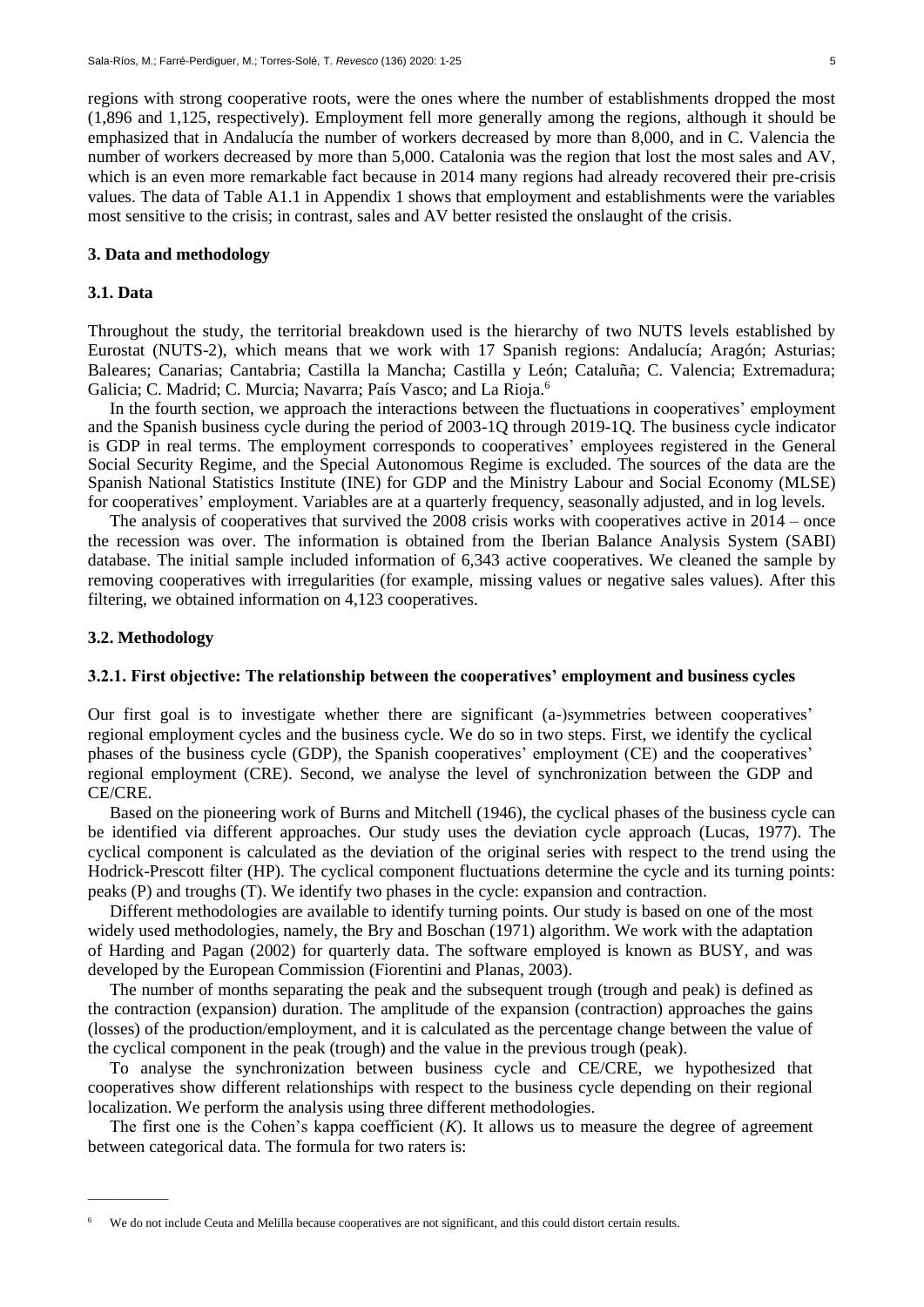regions with strong cooperative roots, were the ones where the number of establishments dropped the most (1,896 and 1,125, respectively). Employment fell more generally among the regions, although it should be emphasized that in Andalucía the number of workers decreased by more than 8,000, and in C. Valencia the number of workers decreased by more than 5,000. Catalonia was the region that lost the most sales and AV, which is an even more remarkable fact because in 2014 many regions had already recovered their pre-crisis values. The data of Table A1.1 in Appendix 1 shows that employment and establishments were the variables most sensitive to the crisis; in contrast, sales and AV better resisted the onslaught of the crisis.

## 3. Data and methodology

### 3.1. Data

Throughout the study, the territorial breakdown used is the hierarchy of two NUTS levels established by Eurostat (NUTS-2), which means that we work with 17 Spanish regions: Andalucía; Aragón; Asturias; Baleares; Canarias; Cantabria; Castilla la Mancha; Castilla y León; Cataluña; C. Valencia; Extremadura; Galicia; C. Madrid; C. Murcia; Navarra; País Vasco; and La Rioja.[6]

In the fourth section, we approach the interactions between the fluctuations in cooperatives' employment and the Spanish business cycle during the period of 2003-1Q through 2019-1Q. The business cycle indicator is GDP in real terms. The employment corresponds to cooperatives' employees registered in the General Social Security Regime, and the Special Autonomous Regime is excluded. The sources of the data are the Spanish National Statistics Institute (INE) for GDP and the Ministry Labour and Social Economy (MLSE) for cooperatives' employment. Variables are at a quarterly frequency, seasonally adjusted, and in log levels.

The analysis of cooperatives that survived the 2008 crisis works with cooperatives active in 2014 – once the recession was over. The information is obtained from the Iberian Balance Analysis System (SABI) database. The initial sample included information of 6,343 active cooperatives. We cleaned the sample by removing cooperatives with irregularities (for example, missing values or negative sales values). After this filtering, we obtained information on 4,123 cooperatives.

### 3.2. Methodology

#### 3.2.1. First objective: The relationship between the cooperatives' employment and business cycles

Our first goal is to investigate whether there are significant (a-)symmetries between cooperatives' regional employment cycles and the business cycle. We do so in two steps. First, we identify the cyclical phases of the business cycle (GDP), the Spanish cooperatives' employment (CE) and the cooperatives' regional employment (CRE). Second, we analyse the level of synchronization between the GDP and CE/CRE.

Based on the pioneering work of Burns and Mitchell (1946), the cyclical phases of the business cycle can be identified via different approaches. Our study uses the deviation cycle approach (Lucas, 1977). The cyclical component is calculated as the deviation of the original series with respect to the trend using the Hodrick-Prescott filter (HP). The cyclical component fluctuations determine the cycle and its turning points: peaks (P) and troughs (T). We identify two phases in the cycle: expansion and contraction.

Different methodologies are available to identify turning points. Our study is based on one of the most widely used methodologies, namely, the Bry and Boschan (1971) algorithm. We work with the adaptation of Harding and Pagan (2002) for quarterly data. The software employed is known as BUSY, and was developed by the European Commission (Fiorentini and Planas, 2003).

The number of months separating the peak and the subsequent trough (trough and peak) is defined as the contraction (expansion) duration. The amplitude of the expansion (contraction) approaches the gains (losses) of the production/employment, and it is calculated as the percentage change between the value of the cyclical component in the peak (trough) and the value in the previous trough (peak).

To analyse the synchronization between business cycle and CE/CRE, we hypothesized that cooperatives show different relationships with respect to the business cycle depending on their regional localization. We perform the analysis using three different methodologies.

The first one is the Cohen's kappa coefficient ($K$). It allows us to measure the degree of agreement between categorical data. The formula for two raters is:

---

[6] We do not include Ceuta and Melilla because cooperatives are not significant, and this could distort certain results.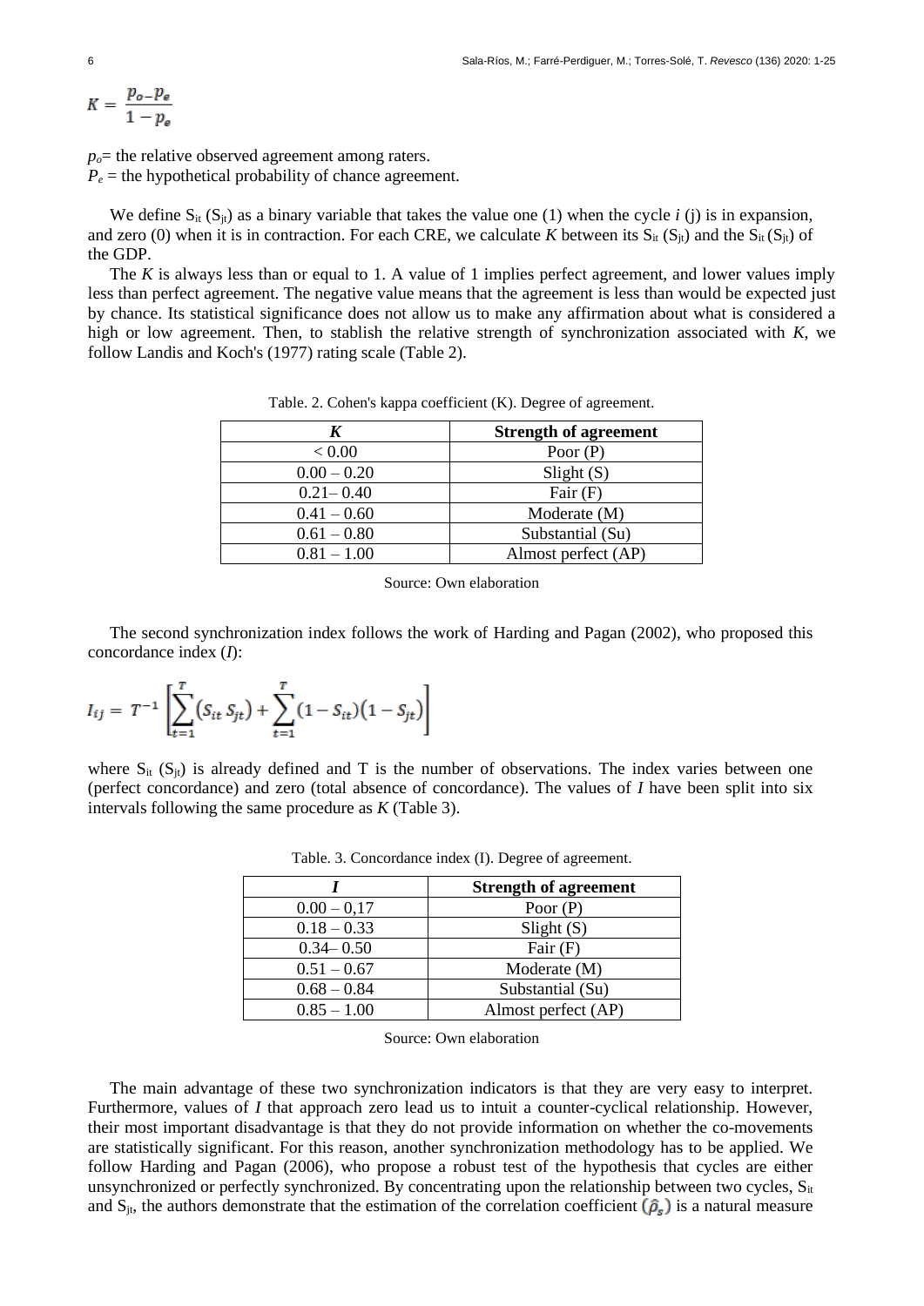$$K = \frac{p_o - p_e}{1 - p_e}$$

$p_o$= the relative observed agreement among raters.
$P_e$ = the hypothetical probability of chance agreement.

We define $S_{it}$ ($S_{jt}$) as a binary variable that takes the value one (1) when the cycle *i* (j) is in expansion, and zero (0) when it is in contraction. For each CRE, we calculate *K* between its $S_{it}$ ($S_{jt}$) and the $S_{it}$ ($S_{jt}$) of the GDP.

The *K* is always less than or equal to 1. A value of 1 implies perfect agreement, and lower values imply less than perfect agreement. The negative value means that the agreement is less than would be expected just by chance. Its statistical significance does not allow us to make any affirmation about what is considered a high or low agreement. Then, to stablish the relative strength of synchronization associated with *K*, we follow Landis and Koch's (1977) rating scale (Table 2).

Table. 2. Cohen's kappa coefficient (K). Degree of agreement.

| ***K*** | **Strength of agreement** |
|---|---|
| < 0.00 | Poor (P) |
| 0.00 – 0.20 | Slight (S) |
| 0.21– 0.40 | Fair (F) |
| 0.41 – 0.60 | Moderate (M) |
| 0.61 – 0.80 | Substantial (Su) |
| 0.81 – 1.00 | Almost perfect (AP) |

Source: Own elaboration

The second synchronization index follows the work of Harding and Pagan (2002), who proposed this concordance index (*I*):

$$I_{ij} = T^{-1}\left[\sum_{t=1}^{T}(S_{it}\, S_{jt}) + \sum_{t=1}^{T}(1 - S_{it})(1 - S_{jt})\right]$$

where $S_{it}$ ($S_{jt}$) is already defined and T is the number of observations. The index varies between one (perfect concordance) and zero (total absence of concordance). The values of *I* have been split into six intervals following the same procedure as *K* (Table 3).

Table. 3. Concordance index (I). Degree of agreement.

| ***I*** | **Strength of agreement** |
|---|---|
| 0.00 – 0,17 | Poor (P) |
| 0.18 – 0.33 | Slight (S) |
| 0.34– 0.50 | Fair (F) |
| 0.51 – 0.67 | Moderate (M) |
| 0.68 – 0.84 | Substantial (Su) |
| 0.85 – 1.00 | Almost perfect (AP) |

Source: Own elaboration

The main advantage of these two synchronization indicators is that they are very easy to interpret. Furthermore, values of *I* that approach zero lead us to intuit a counter-cyclical relationship. However, their most important disadvantage is that they do not provide information on whether the co-movements are statistically significant. For this reason, another synchronization methodology has to be applied. We follow Harding and Pagan (2006), who propose a robust test of the hypothesis that cycles are either unsynchronized or perfectly synchronized. By concentrating upon the relationship between two cycles, $S_{it}$ and $S_{jt}$, the authors demonstrate that the estimation of the correlation coefficient $(\hat{\rho}_s)$ is a natural measure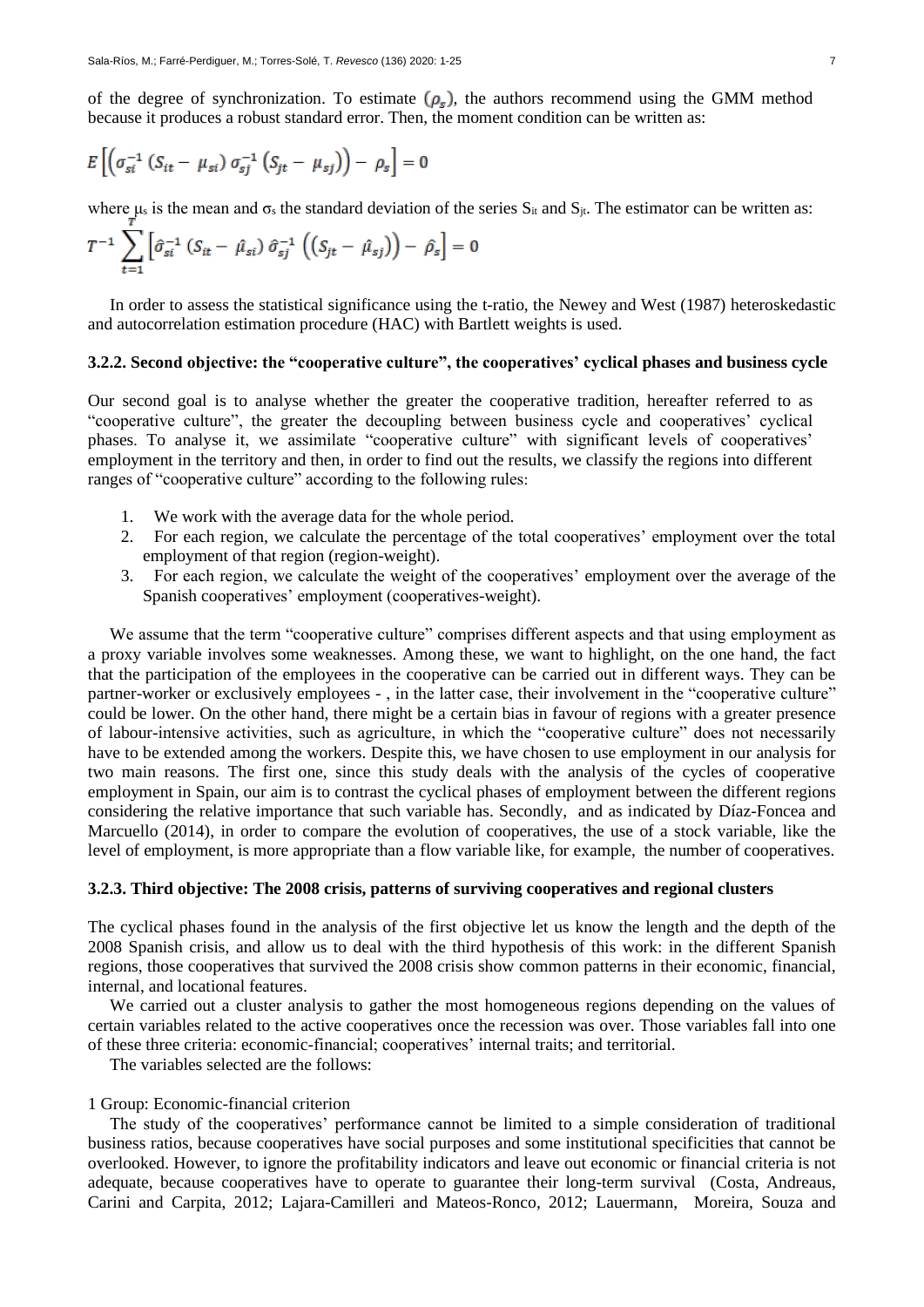of the degree of synchronization. To estimate $(\rho_s)$, the authors recommend using the GMM method because it produces a robust standard error. Then, the moment condition can be written as:

$$E\left[\left(\sigma_{si}^{-1}\left(S_{it}-\mu_{si}\right)\sigma_{sj}^{-1}\left(S_{jt}-\mu_{sj}\right)\right)-\rho_s\right]=0$$

where $\mu_s$ is the mean and $\sigma_s$ the standard deviation of the series $S_{it}$ and $S_{jt}$. The estimator can be written as:

$$T^{-1}\sum_{t=1}^{T}\left[\hat{\sigma}_{si}^{-1}\left(S_{it}-\hat{\mu}_{si}\right)\hat{\sigma}_{sj}^{-1}\left(\left(S_{jt}-\hat{\mu}_{sj}\right)\right)-\hat{\rho}_s\right]=0$$

In order to assess the statistical significance using the t-ratio, the Newey and West (1987) heteroskedastic and autocorrelation estimation procedure (HAC) with Bartlett weights is used.

#### 3.2.2. Second objective: the "cooperative culture", the cooperatives' cyclical phases and business cycle

Our second goal is to analyse whether the greater the cooperative tradition, hereafter referred to as "cooperative culture", the greater the decoupling between business cycle and cooperatives' cyclical phases. To analyse it, we assimilate "cooperative culture" with significant levels of cooperatives' employment in the territory and then, in order to find out the results, we classify the regions into different ranges of "cooperative culture" according to the following rules:

1. We work with the average data for the whole period.
2. For each region, we calculate the percentage of the total cooperatives' employment over the total employment of that region (region-weight).
3. For each region, we calculate the weight of the cooperatives' employment over the average of the Spanish cooperatives' employment (cooperatives-weight).

We assume that the term "cooperative culture" comprises different aspects and that using employment as a proxy variable involves some weaknesses. Among these, we want to highlight, on the one hand, the fact that the participation of the employees in the cooperative can be carried out in different ways. They can be partner-worker or exclusively employees - , in the latter case, their involvement in the "cooperative culture" could be lower. On the other hand, there might be a certain bias in favour of regions with a greater presence of labour-intensive activities, such as agriculture, in which the "cooperative culture" does not necessarily have to be extended among the workers. Despite this, we have chosen to use employment in our analysis for two main reasons. The first one, since this study deals with the analysis of the cycles of cooperative employment in Spain, our aim is to contrast the cyclical phases of employment between the different regions considering the relative importance that such variable has. Secondly, and as indicated by Díaz-Foncea and Marcuello (2014), in order to compare the evolution of cooperatives, the use of a stock variable, like the level of employment, is more appropriate than a flow variable like, for example, the number of cooperatives.

#### 3.2.3. Third objective: The 2008 crisis, patterns of surviving cooperatives and regional clusters

The cyclical phases found in the analysis of the first objective let us know the length and the depth of the 2008 Spanish crisis, and allow us to deal with the third hypothesis of this work: in the different Spanish regions, those cooperatives that survived the 2008 crisis show common patterns in their economic, financial, internal, and locational features.

We carried out a cluster analysis to gather the most homogeneous regions depending on the values of certain variables related to the active cooperatives once the recession was over. Those variables fall into one of these three criteria: economic-financial; cooperatives' internal traits; and territorial.

The variables selected are the follows:

1 Group: Economic-financial criterion

The study of the cooperatives' performance cannot be limited to a simple consideration of traditional business ratios, because cooperatives have social purposes and some institutional specificities that cannot be overlooked. However, to ignore the profitability indicators and leave out economic or financial criteria is not adequate, because cooperatives have to operate to guarantee their long-term survival (Costa, Andreaus, Carini and Carpita, 2012; Lajara-Camilleri and Mateos-Ronco, 2012; Lauermann, Moreira, Souza and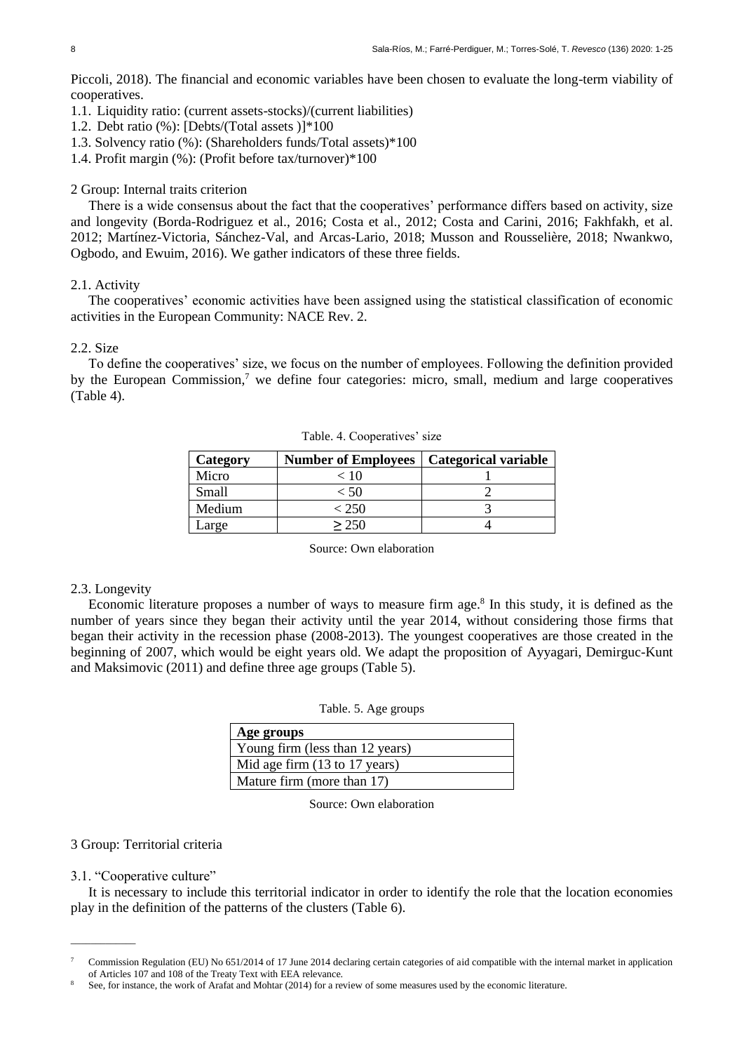Piccoli, 2018). The financial and economic variables have been chosen to evaluate the long-term viability of cooperatives.

1.1. Liquidity ratio: (current assets-stocks)/(current liabilities)
1.2. Debt ratio (%): [Debts/(Total assets )]*100
1.3. Solvency ratio (%): (Shareholders funds/Total assets)*100
1.4. Profit margin (%): (Profit before tax/turnover)*100

2 Group: Internal traits criterion

There is a wide consensus about the fact that the cooperatives' performance differs based on activity, size and longevity (Borda-Rodriguez et al., 2016; Costa et al., 2012; Costa and Carini, 2016; Fakhfakh, et al. 2012; Martínez-Victoria, Sánchez-Val, and Arcas-Lario, 2018; Musson and Rousselière, 2018; Nwankwo, Ogbodo, and Ewuim, 2016). We gather indicators of these three fields.

2.1. Activity

The cooperatives' economic activities have been assigned using the statistical classification of economic activities in the European Community: NACE Rev. 2.

2.2. Size

To define the cooperatives' size, we focus on the number of employees. Following the definition provided by the European Commission,[7] we define four categories: micro, small, medium and large cooperatives (Table 4).

Table. 4. Cooperatives' size

| Category | Number of Employees | Categorical variable |
|---|---|---|
| Micro | < 10 | 1 |
| Small | < 50 | 2 |
| Medium | < 250 | 3 |
| Large | ≥ 250 | 4 |

Source: Own elaboration

2.3. Longevity

Economic literature proposes a number of ways to measure firm age.[8] In this study, it is defined as the number of years since they began their activity until the year 2014, without considering those firms that began their activity in the recession phase (2008-2013). The youngest cooperatives are those created in the beginning of 2007, which would be eight years old. We adapt the proposition of Ayyagari, Demirguc-Kunt and Maksimovic (2011) and define three age groups (Table 5).

Table. 5. Age groups

| Age groups |
|---|
| Young firm (less than 12 years) |
| Mid age firm (13 to 17 years) |
| Mature firm (more than 17) |

Source: Own elaboration

3 Group: Territorial criteria

3.1. "Cooperative culture"

It is necessary to include this territorial indicator in order to identify the role that the location economies play in the definition of the patterns of the clusters (Table 6).

---

[7] Commission Regulation (EU) No 651/2014 of 17 June 2014 declaring certain categories of aid compatible with the internal market in application of Articles 107 and 108 of the Treaty Text with EEA relevance.

[8] See, for instance, the work of Arafat and Mohtar (2014) for a review of some measures used by the economic literature.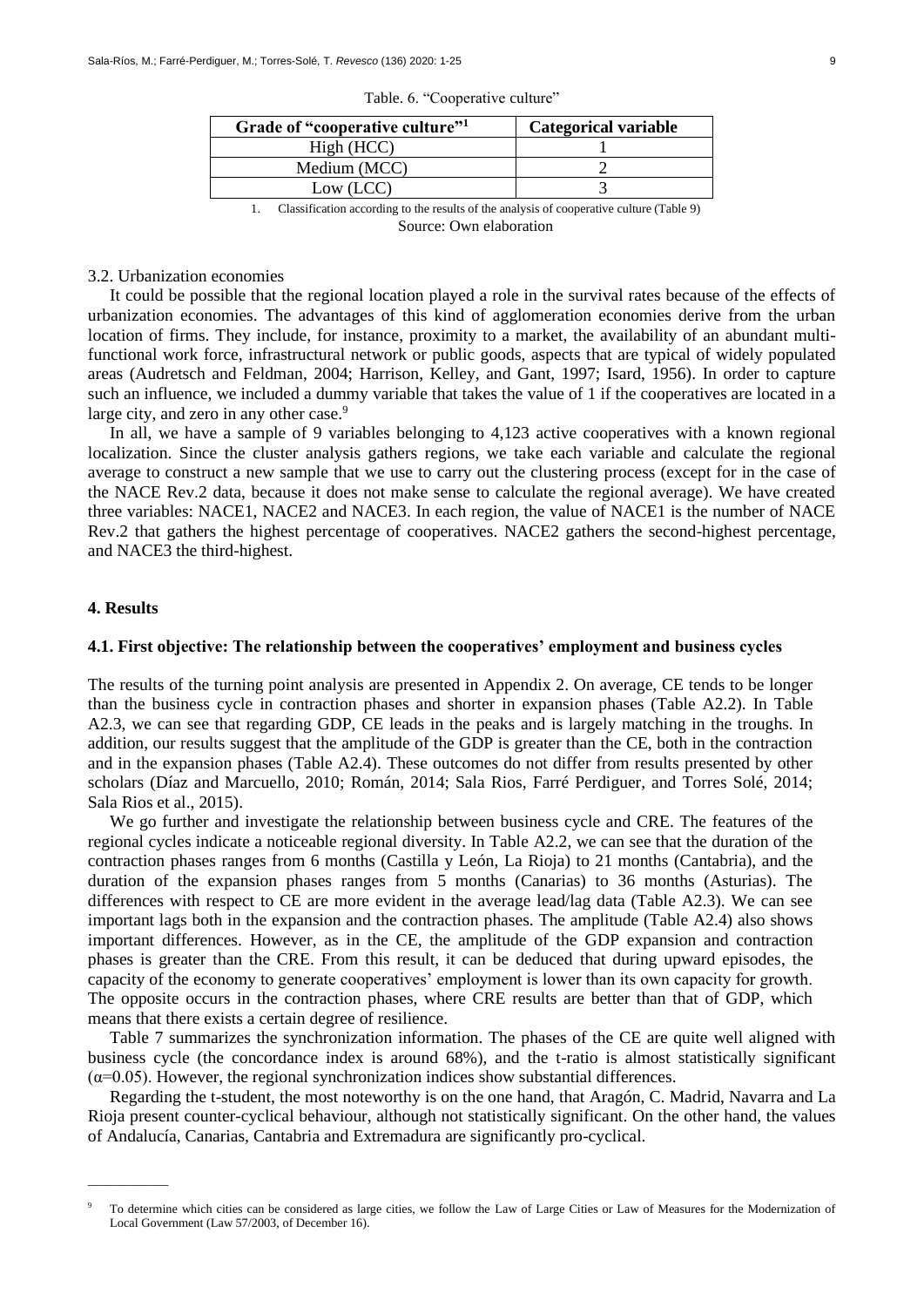Table. 6. "Cooperative culture"

| Grade of "cooperative culture"[1] | Categorical variable |
|---|---|
| High (HCC) | 1 |
| Medium (MCC) | 2 |
| Low (LCC) | 3 |

1. Classification according to the results of the analysis of cooperative culture (Table 9)

Source: Own elaboration

3.2. Urbanization economies

It could be possible that the regional location played a role in the survival rates because of the effects of urbanization economies. The advantages of this kind of agglomeration economies derive from the urban location of firms. They include, for instance, proximity to a market, the availability of an abundant multi-functional work force, infrastructural network or public goods, aspects that are typical of widely populated areas (Audretsch and Feldman, 2004; Harrison, Kelley, and Gant, 1997; Isard, 1956). In order to capture such an influence, we included a dummy variable that takes the value of 1 if the cooperatives are located in a large city, and zero in any other case.[9]

In all, we have a sample of 9 variables belonging to 4,123 active cooperatives with a known regional localization. Since the cluster analysis gathers regions, we take each variable and calculate the regional average to construct a new sample that we use to carry out the clustering process (except for in the case of the NACE Rev.2 data, because it does not make sense to calculate the regional average). We have created three variables: NACE1, NACE2 and NACE3. In each region, the value of NACE1 is the number of NACE Rev.2 that gathers the highest percentage of cooperatives. NACE2 gathers the second-highest percentage, and NACE3 the third-highest.

## 4. Results

### 4.1. First objective: The relationship between the cooperatives' employment and business cycles

The results of the turning point analysis are presented in Appendix 2. On average, CE tends to be longer than the business cycle in contraction phases and shorter in expansion phases (Table A2.2). In Table A2.3, we can see that regarding GDP, CE leads in the peaks and is largely matching in the troughs. In addition, our results suggest that the amplitude of the GDP is greater than the CE, both in the contraction and in the expansion phases (Table A2.4). These outcomes do not differ from results presented by other scholars (Díaz and Marcuello, 2010; Román, 2014; Sala Rios, Farré Perdiguer, and Torres Solé, 2014; Sala Rios et al., 2015).

We go further and investigate the relationship between business cycle and CRE. The features of the regional cycles indicate a noticeable regional diversity. In Table A2.2, we can see that the duration of the contraction phases ranges from 6 months (Castilla y León, La Rioja) to 21 months (Cantabria), and the duration of the expansion phases ranges from 5 months (Canarias) to 36 months (Asturias). The differences with respect to CE are more evident in the average lead/lag data (Table A2.3). We can see important lags both in the expansion and the contraction phases. The amplitude (Table A2.4) also shows important differences. However, as in the CE, the amplitude of the GDP expansion and contraction phases is greater than the CRE. From this result, it can be deduced that during upward episodes, the capacity of the economy to generate cooperatives' employment is lower than its own capacity for growth. The opposite occurs in the contraction phases, where CRE results are better than that of GDP, which means that there exists a certain degree of resilience.

Table 7 summarizes the synchronization information. The phases of the CE are quite well aligned with business cycle (the concordance index is around 68%), and the t-ratio is almost statistically significant ($\alpha$=0.05). However, the regional synchronization indices show substantial differences.

Regarding the t-student, the most noteworthy is on the one hand, that Aragón, C. Madrid, Navarra and La Rioja present counter-cyclical behaviour, although not statistically significant. On the other hand, the values of Andalucía, Canarias, Cantabria and Extremadura are significantly pro-cyclical.

---

[9] To determine which cities can be considered as large cities, we follow the Law of Large Cities or Law of Measures for the Modernization of Local Government (Law 57/2003, of December 16).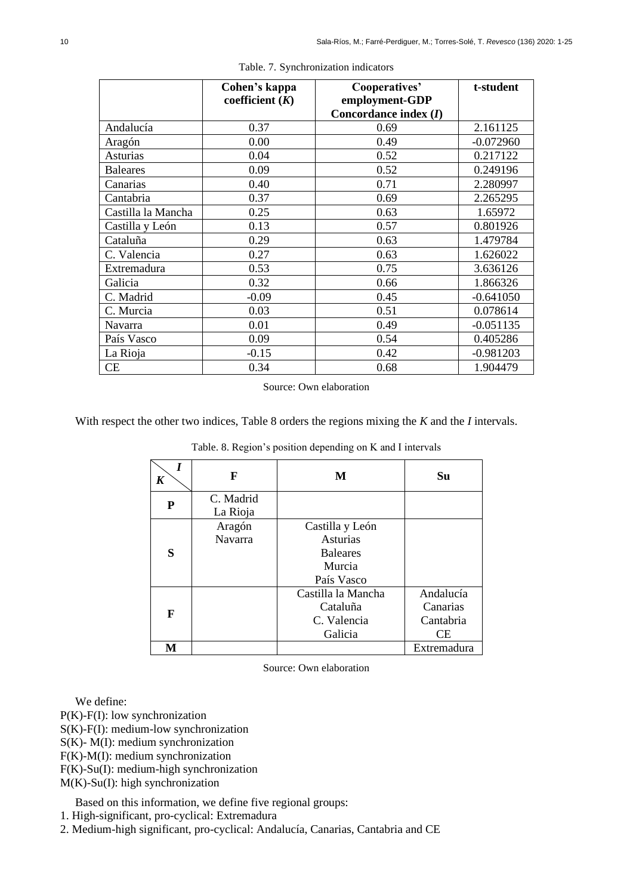Table. 7. Synchronization indicators

| | Cohen's kappa coefficient (*K*) | Cooperatives' employment-GDP Concordance index (*I*) | t-student |
|---|---|---|---|
| Andalucía | 0.37 | 0.69 | 2.161125 |
| Aragón | 0.00 | 0.49 | -0.072960 |
| Asturias | 0.04 | 0.52 | 0.217122 |
| Baleares | 0.09 | 0.52 | 0.249196 |
| Canarias | 0.40 | 0.71 | 2.280997 |
| Cantabria | 0.37 | 0.69 | 2.265295 |
| Castilla la Mancha | 0.25 | 0.63 | 1.65972 |
| Castilla y León | 0.13 | 0.57 | 0.801926 |
| Cataluña | 0.29 | 0.63 | 1.479784 |
| C. Valencia | 0.27 | 0.63 | 1.626022 |
| Extremadura | 0.53 | 0.75 | 3.636126 |
| Galicia | 0.32 | 0.66 | 1.866326 |
| C. Madrid | -0.09 | 0.45 | -0.641050 |
| C. Murcia | 0.03 | 0.51 | 0.078614 |
| Navarra | 0.01 | 0.49 | -0.051135 |
| País Vasco | 0.09 | 0.54 | 0.405286 |
| La Rioja | -0.15 | 0.42 | -0.981203 |
| CE | 0.34 | 0.68 | 1.904479 |

Source: Own elaboration

With respect the other two indices, Table 8 orders the regions mixing the *K* and the *I* intervals.

Table. 8. Region's position depending on K and I intervals

| *K* \ *I* | F | M | Su |
|---|---|---|---|
| **P** | C. Madrid<br>La Rioja | | |
| **S** | Aragón<br>Navarra | Castilla y León<br>Asturias<br>Baleares<br>Murcia<br>País Vasco | |
| **F** | | Castilla la Mancha<br>Cataluña<br>C. Valencia<br>Galicia | Andalucía<br>Canarias<br>Cantabria<br>CE |
| **M** | | | Extremadura |

Source: Own elaboration

We define:

P(K)-F(I): low synchronization
S(K)-F(I): medium-low synchronization
S(K)- M(I): medium synchronization
F(K)-M(I): medium synchronization
F(K)-Su(I): medium-high synchronization
M(K)-Su(I): high synchronization

Based on this information, we define five regional groups:

1. High-significant, pro-cyclical: Extremadura
2. Medium-high significant, pro-cyclical: Andalucía, Canarias, Cantabria and CE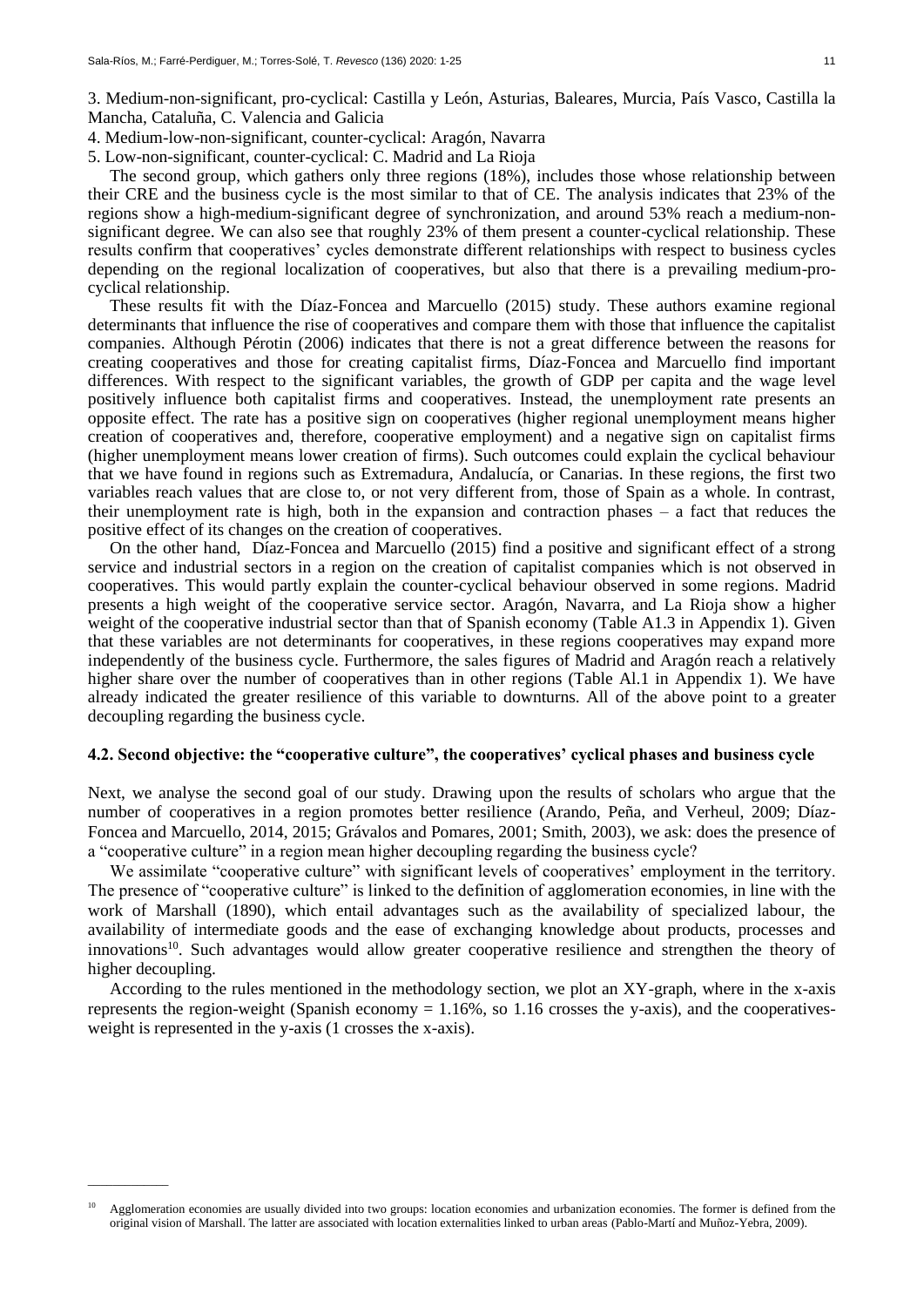3. Medium-non-significant, pro-cyclical: Castilla y León, Asturias, Baleares, Murcia, País Vasco, Castilla la Mancha, Cataluña, C. Valencia and Galicia
4. Medium-low-non-significant, counter-cyclical: Aragón, Navarra
5. Low-non-significant, counter-cyclical: C. Madrid and La Rioja

The second group, which gathers only three regions (18%), includes those whose relationship between their CRE and the business cycle is the most similar to that of CE. The analysis indicates that 23% of the regions show a high-medium-significant degree of synchronization, and around 53% reach a medium-non-significant degree. We can also see that roughly 23% of them present a counter-cyclical relationship. These results confirm that cooperatives' cycles demonstrate different relationships with respect to business cycles depending on the regional localization of cooperatives, but also that there is a prevailing medium-pro-cyclical relationship.

These results fit with the Díaz-Foncea and Marcuello (2015) study. These authors examine regional determinants that influence the rise of cooperatives and compare them with those that influence the capitalist companies. Although Pérotin (2006) indicates that there is not a great difference between the reasons for creating cooperatives and those for creating capitalist firms, Díaz-Foncea and Marcuello find important differences. With respect to the significant variables, the growth of GDP per capita and the wage level positively influence both capitalist firms and cooperatives. Instead, the unemployment rate presents an opposite effect. The rate has a positive sign on cooperatives (higher regional unemployment means higher creation of cooperatives and, therefore, cooperative employment) and a negative sign on capitalist firms (higher unemployment means lower creation of firms). Such outcomes could explain the cyclical behaviour that we have found in regions such as Extremadura, Andalucía, or Canarias. In these regions, the first two variables reach values that are close to, or not very different from, those of Spain as a whole. In contrast, their unemployment rate is high, both in the expansion and contraction phases – a fact that reduces the positive effect of its changes on the creation of cooperatives.

On the other hand, Díaz-Foncea and Marcuello (2015) find a positive and significant effect of a strong service and industrial sectors in a region on the creation of capitalist companies which is not observed in cooperatives. This would partly explain the counter-cyclical behaviour observed in some regions. Madrid presents a high weight of the cooperative service sector. Aragón, Navarra, and La Rioja show a higher weight of the cooperative industrial sector than that of Spanish economy (Table A1.3 in Appendix 1). Given that these variables are not determinants for cooperatives, in these regions cooperatives may expand more independently of the business cycle. Furthermore, the sales figures of Madrid and Aragón reach a relatively higher share over the number of cooperatives than in other regions (Table Al.1 in Appendix 1). We have already indicated the greater resilience of this variable to downturns. All of the above point to a greater decoupling regarding the business cycle.

### 4.2. Second objective: the "cooperative culture", the cooperatives' cyclical phases and business cycle

Next, we analyse the second goal of our study. Drawing upon the results of scholars who argue that the number of cooperatives in a region promotes better resilience (Arando, Peña, and Verheul, 2009; Díaz-Foncea and Marcuello, 2014, 2015; Grávalos and Pomares, 2001; Smith, 2003), we ask: does the presence of a "cooperative culture" in a region mean higher decoupling regarding the business cycle?

We assimilate "cooperative culture" with significant levels of cooperatives' employment in the territory. The presence of "cooperative culture" is linked to the definition of agglomeration economies, in line with the work of Marshall (1890), which entail advantages such as the availability of specialized labour, the availability of intermediate goods and the ease of exchanging knowledge about products, processes and innovations[10]. Such advantages would allow greater cooperative resilience and strengthen the theory of higher decoupling.

According to the rules mentioned in the methodology section, we plot an XY-graph, where in the x-axis represents the region-weight (Spanish economy = 1.16%, so 1.16 crosses the y-axis), and the cooperatives-weight is represented in the y-axis (1 crosses the x-axis).

---

[10] Agglomeration economies are usually divided into two groups: location economies and urbanization economies. The former is defined from the original vision of Marshall. The latter are associated with location externalities linked to urban areas (Pablo-Martí and Muñoz-Yebra, 2009).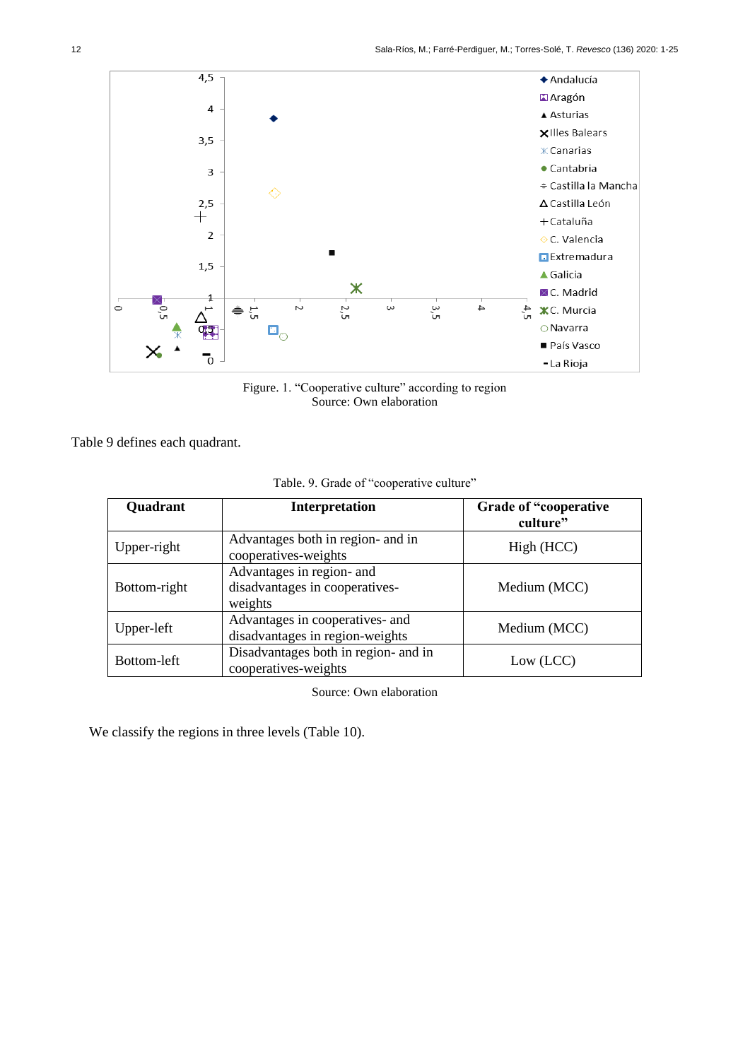Figure. 1. "Cooperative culture" according to region
Source: Own elaboration

Table 9 defines each quadrant.

Table. 9. Grade of "cooperative culture"

| Quadrant | Interpretation | Grade of "cooperative culture" |
|---|---|---|
| Upper-right | Advantages both in region- and in cooperatives-weights | High (HCC) |
| Bottom-right | Advantages in region- and disadvantages in cooperatives-weights | Medium (MCC) |
| Upper-left | Advantages in cooperatives- and disadvantages in region-weights | Medium (MCC) |
| Bottom-left | Disadvantages both in region- and in cooperatives-weights | Low (LCC) |

Source: Own elaboration

We classify the regions in three levels (Table 10).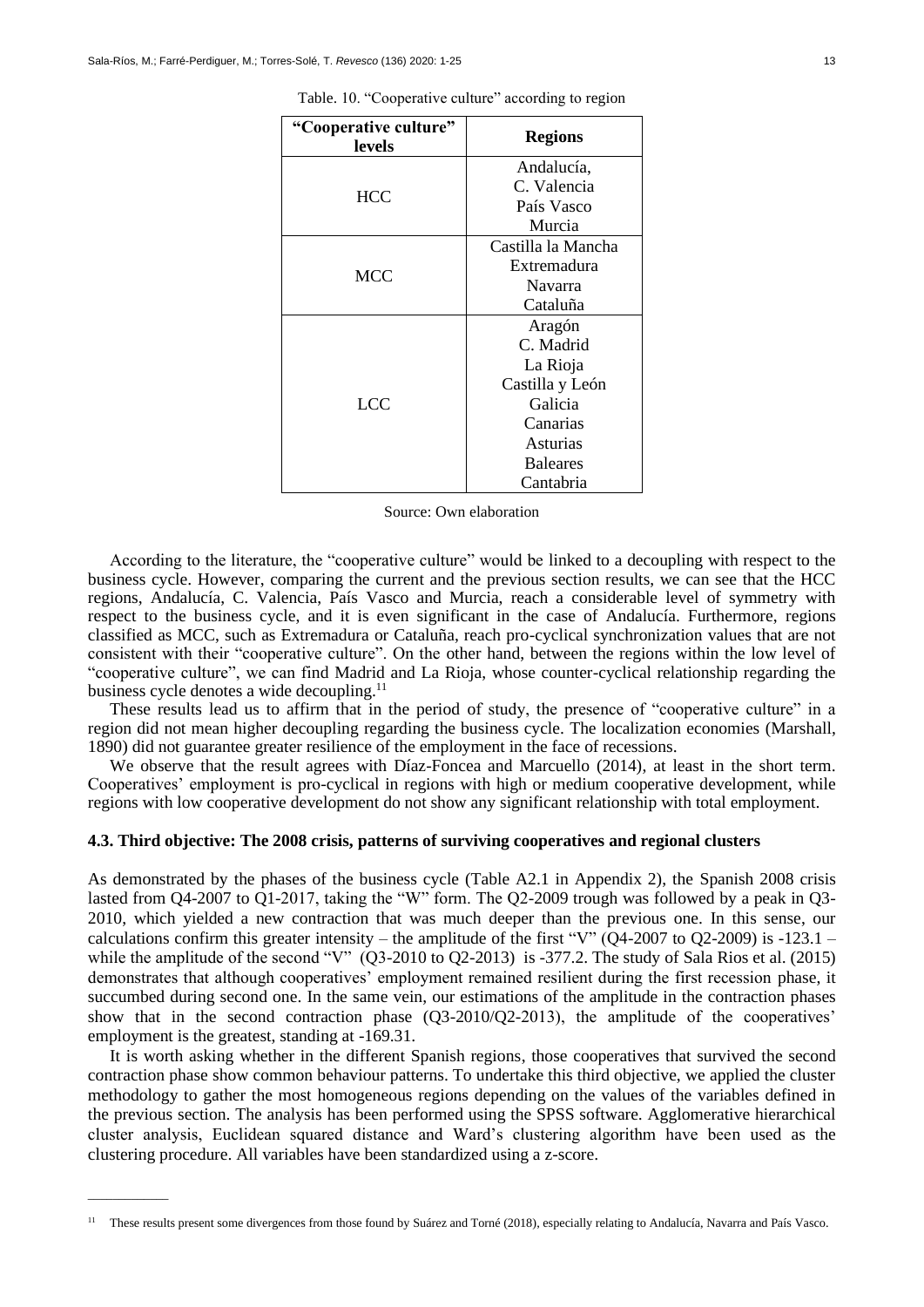Table. 10. "Cooperative culture" according to region

| "Cooperative culture" levels | Regions |
|---|---|
| HCC | Andalucía, C. Valencia País Vasco Murcia |
| MCC | Castilla la Mancha Extremadura Navarra Cataluña |
| LCC | Aragón C. Madrid La Rioja Castilla y León Galicia Canarias Asturias Baleares Cantabria |

Source: Own elaboration

According to the literature, the "cooperative culture" would be linked to a decoupling with respect to the business cycle. However, comparing the current and the previous section results, we can see that the HCC regions, Andalucía, C. Valencia, País Vasco and Murcia, reach a considerable level of symmetry with respect to the business cycle, and it is even significant in the case of Andalucía. Furthermore, regions classified as MCC, such as Extremadura or Cataluña, reach pro-cyclical synchronization values that are not consistent with their "cooperative culture". On the other hand, between the regions within the low level of "cooperative culture", we can find Madrid and La Rioja, whose counter-cyclical relationship regarding the business cycle denotes a wide decoupling.[11]

These results lead us to affirm that in the period of study, the presence of "cooperative culture" in a region did not mean higher decoupling regarding the business cycle. The localization economies (Marshall, 1890) did not guarantee greater resilience of the employment in the face of recessions.

We observe that the result agrees with Díaz-Foncea and Marcuello (2014), at least in the short term. Cooperatives' employment is pro-cyclical in regions with high or medium cooperative development, while regions with low cooperative development do not show any significant relationship with total employment.

### 4.3. Third objective: The 2008 crisis, patterns of surviving cooperatives and regional clusters

As demonstrated by the phases of the business cycle (Table A2.1 in Appendix 2), the Spanish 2008 crisis lasted from Q4-2007 to Q1-2017, taking the "W" form. The Q2-2009 trough was followed by a peak in Q3-2010, which yielded a new contraction that was much deeper than the previous one. In this sense, our calculations confirm this greater intensity – the amplitude of the first "V" (Q4-2007 to Q2-2009) is -123.1 – while the amplitude of the second "V" (Q3-2010 to Q2-2013) is -377.2. The study of Sala Rios et al. (2015) demonstrates that although cooperatives' employment remained resilient during the first recession phase, it succumbed during second one. In the same vein, our estimations of the amplitude in the contraction phases show that in the second contraction phase (Q3-2010/Q2-2013), the amplitude of the cooperatives' employment is the greatest, standing at -169.31.

It is worth asking whether in the different Spanish regions, those cooperatives that survived the second contraction phase show common behaviour patterns. To undertake this third objective, we applied the cluster methodology to gather the most homogeneous regions depending on the values of the variables defined in the previous section. The analysis has been performed using the SPSS software. Agglomerative hierarchical cluster analysis, Euclidean squared distance and Ward's clustering algorithm have been used as the clustering procedure. All variables have been standardized using a z-score.

---

[11] These results present some divergences from those found by Suárez and Torné (2018), especially relating to Andalucía, Navarra and País Vasco.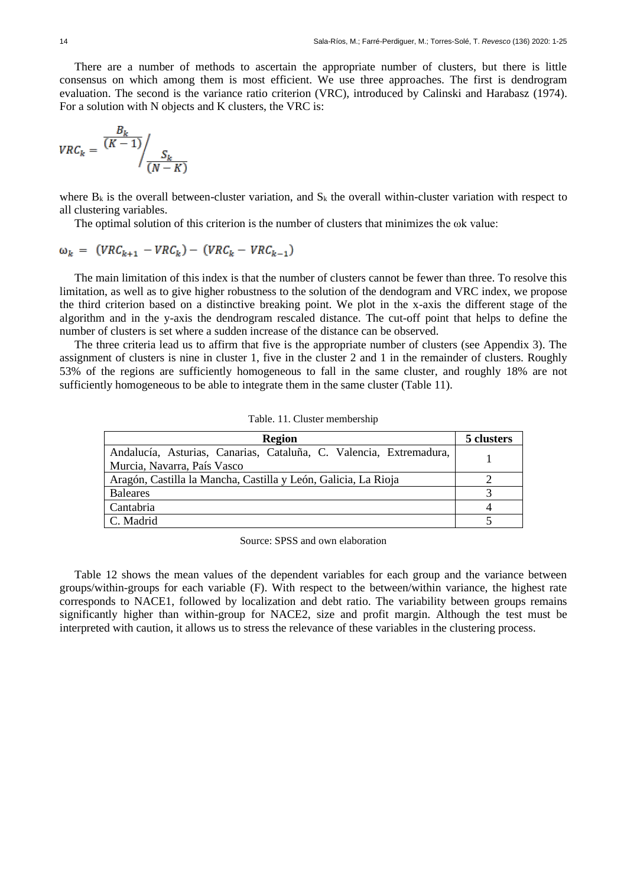There are a number of methods to ascertain the appropriate number of clusters, but there is little consensus on which among them is most efficient. We use three approaches. The first is dendrogram evaluation. The second is the variance ratio criterion (VRC), introduced by Calinski and Harabasz (1974). For a solution with N objects and K clusters, the VRC is:

$$VRC_k = \frac{\frac{B_k}{(K-1)}}{\frac{S_k}{(N-K)}}$$

where $B_k$ is the overall between-cluster variation, and $S_k$ the overall within-cluster variation with respect to all clustering variables.

The optimal solution of this criterion is the number of clusters that minimizes the ωk value:

$$\omega_k = (VRC_{k+1} - VRC_k) - (VRC_k - VRC_{k-1})$$

The main limitation of this index is that the number of clusters cannot be fewer than three. To resolve this limitation, as well as to give higher robustness to the solution of the dendogram and VRC index, we propose the third criterion based on a distinctive breaking point. We plot in the x-axis the different stage of the algorithm and in the y-axis the dendrogram rescaled distance. The cut-off point that helps to define the number of clusters is set where a sudden increase of the distance can be observed.

The three criteria lead us to affirm that five is the appropriate number of clusters (see Appendix 3). The assignment of clusters is nine in cluster 1, five in the cluster 2 and 1 in the remainder of clusters. Roughly 53% of the regions are sufficiently homogeneous to fall in the same cluster, and roughly 18% are not sufficiently homogeneous to be able to integrate them in the same cluster (Table 11).

Table. 11. Cluster membership

| Region | 5 clusters |
|---|---|
| Andalucía, Asturias, Canarias, Cataluña, C. Valencia, Extremadura, Murcia, Navarra, País Vasco | 1 |
| Aragón, Castilla la Mancha, Castilla y León, Galicia, La Rioja | 2 |
| Baleares | 3 |
| Cantabria | 4 |
| C. Madrid | 5 |

Source: SPSS and own elaboration

Table 12 shows the mean values of the dependent variables for each group and the variance between groups/within-groups for each variable (F). With respect to the between/within variance, the highest rate corresponds to NACE1, followed by localization and debt ratio. The variability between groups remains significantly higher than within-group for NACE2, size and profit margin. Although the test must be interpreted with caution, it allows us to stress the relevance of these variables in the clustering process.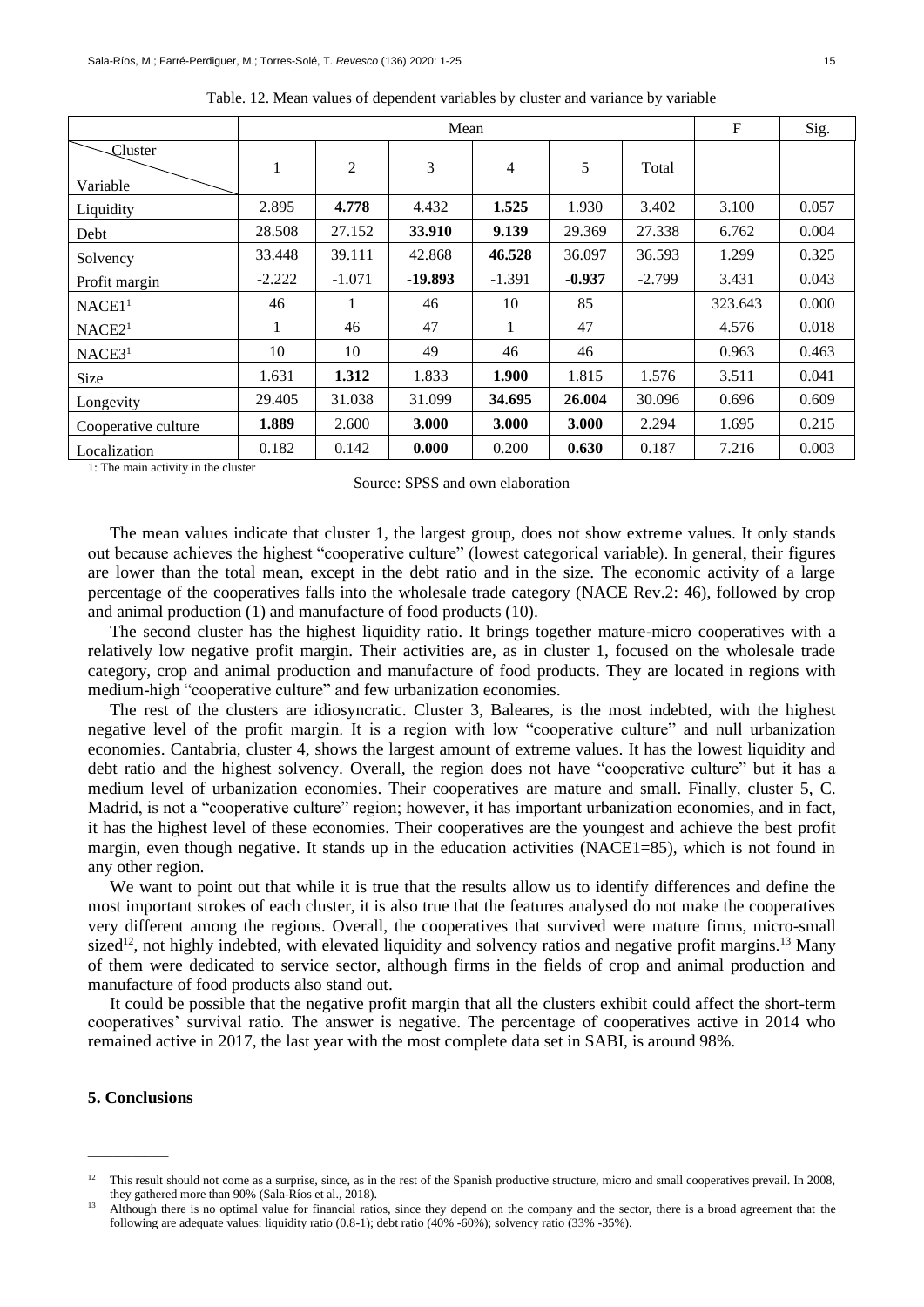Table. 12. Mean values of dependent variables by cluster and variance by variable

| Cluster / Variable | Mean | | | | | | F | Sig. |
|---|---|---|---|---|---|---|---|---|
| | 1 | 2 | 3 | 4 | 5 | Total | | |
| Liquidity | 2.895 | **4.778** | 4.432 | **1.525** | 1.930 | 3.402 | 3.100 | 0.057 |
| Debt | 28.508 | 27.152 | **33.910** | **9.139** | 29.369 | 27.338 | 6.762 | 0.004 |
| Solvency | 33.448 | 39.111 | 42.868 | **46.528** | 36.097 | 36.593 | 1.299 | 0.325 |
| Profit margin | -2.222 | -1.071 | **-19.893** | -1.391 | **-0.937** | -2.799 | 3.431 | 0.043 |
| NACE1[1] | 46 | 1 | 46 | 10 | 85 | | 323.643 | 0.000 |
| NACE2[1] | 1 | 46 | 47 | 1 | 47 | | 4.576 | 0.018 |
| NACE3[1] | 10 | 10 | 49 | 46 | 46 | | 0.963 | 0.463 |
| Size | 1.631 | **1.312** | 1.833 | **1.900** | 1.815 | 1.576 | 3.511 | 0.041 |
| Longevity | 29.405 | 31.038 | 31.099 | **34.695** | **26.004** | 30.096 | 0.696 | 0.609 |
| Cooperative culture | **1.889** | 2.600 | **3.000** | **3.000** | **3.000** | 2.294 | 1.695 | 0.215 |
| Localization | 0.182 | 0.142 | **0.000** | 0.200 | **0.630** | 0.187 | 7.216 | 0.003 |

1: The main activity in the cluster

Source: SPSS and own elaboration

The mean values indicate that cluster 1, the largest group, does not show extreme values. It only stands out because achieves the highest "cooperative culture" (lowest categorical variable). In general, their figures are lower than the total mean, except in the debt ratio and in the size. The economic activity of a large percentage of the cooperatives falls into the wholesale trade category (NACE Rev.2: 46), followed by crop and animal production (1) and manufacture of food products (10).

The second cluster has the highest liquidity ratio. It brings together mature-micro cooperatives with a relatively low negative profit margin. Their activities are, as in cluster 1, focused on the wholesale trade category, crop and animal production and manufacture of food products. They are located in regions with medium-high "cooperative culture" and few urbanization economies.

The rest of the clusters are idiosyncratic. Cluster 3, Baleares, is the most indebted, with the highest negative level of the profit margin. It is a region with low "cooperative culture" and null urbanization economies. Cantabria, cluster 4, shows the largest amount of extreme values. It has the lowest liquidity and debt ratio and the highest solvency. Overall, the region does not have "cooperative culture" but it has a medium level of urbanization economies. Their cooperatives are mature and small. Finally, cluster 5, C. Madrid, is not a "cooperative culture" region; however, it has important urbanization economies, and in fact, it has the highest level of these economies. Their cooperatives are the youngest and achieve the best profit margin, even though negative. It stands up in the education activities (NACE1=85), which is not found in any other region.

We want to point out that while it is true that the results allow us to identify differences and define the most important strokes of each cluster, it is also true that the features analysed do not make the cooperatives very different among the regions. Overall, the cooperatives that survived were mature firms, micro-small sized[12], not highly indebted, with elevated liquidity and solvency ratios and negative profit margins.[13] Many of them were dedicated to service sector, although firms in the fields of crop and animal production and manufacture of food products also stand out.

It could be possible that the negative profit margin that all the clusters exhibit could affect the short-term cooperatives' survival ratio. The answer is negative. The percentage of cooperatives active in 2014 who remained active in 2017, the last year with the most complete data set in SABI, is around 98%.

## 5. Conclusions

---

[12] This result should not come as a surprise, since, as in the rest of the Spanish productive structure, micro and small cooperatives prevail. In 2008, they gathered more than 90% (Sala-Ríos et al., 2018).

[13] Although there is no optimal value for financial ratios, since they depend on the company and the sector, there is a broad agreement that the following are adequate values: liquidity ratio (0.8-1); debt ratio (40% -60%); solvency ratio (33% -35%).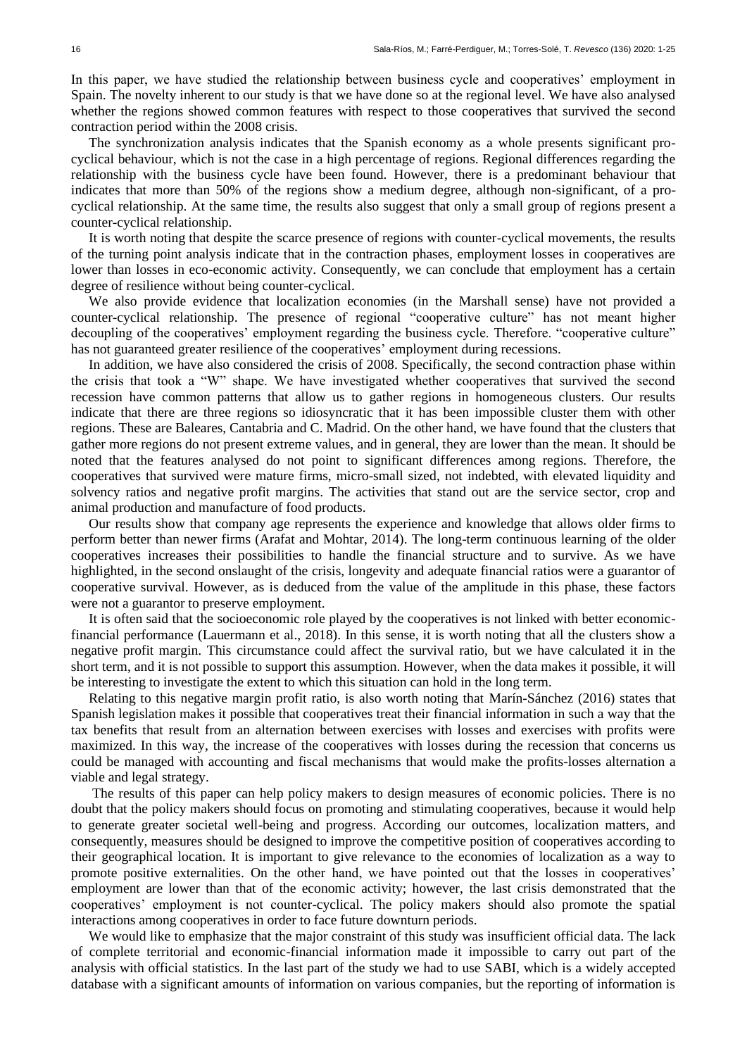In this paper, we have studied the relationship between business cycle and cooperatives' employment in Spain. The novelty inherent to our study is that we have done so at the regional level. We have also analysed whether the regions showed common features with respect to those cooperatives that survived the second contraction period within the 2008 crisis.

The synchronization analysis indicates that the Spanish economy as a whole presents significant pro-cyclical behaviour, which is not the case in a high percentage of regions. Regional differences regarding the relationship with the business cycle have been found. However, there is a predominant behaviour that indicates that more than 50% of the regions show a medium degree, although non-significant, of a pro-cyclical relationship. At the same time, the results also suggest that only a small group of regions present a counter-cyclical relationship.

It is worth noting that despite the scarce presence of regions with counter-cyclical movements, the results of the turning point analysis indicate that in the contraction phases, employment losses in cooperatives are lower than losses in eco-economic activity. Consequently, we can conclude that employment has a certain degree of resilience without being counter-cyclical.

We also provide evidence that localization economies (in the Marshall sense) have not provided a counter-cyclical relationship. The presence of regional "cooperative culture" has not meant higher decoupling of the cooperatives' employment regarding the business cycle. Therefore. "cooperative culture" has not guaranteed greater resilience of the cooperatives' employment during recessions.

In addition, we have also considered the crisis of 2008. Specifically, the second contraction phase within the crisis that took a "W" shape. We have investigated whether cooperatives that survived the second recession have common patterns that allow us to gather regions in homogeneous clusters. Our results indicate that there are three regions so idiosyncratic that it has been impossible cluster them with other regions. These are Baleares, Cantabria and C. Madrid. On the other hand, we have found that the clusters that gather more regions do not present extreme values, and in general, they are lower than the mean. It should be noted that the features analysed do not point to significant differences among regions. Therefore, the cooperatives that survived were mature firms, micro-small sized, not indebted, with elevated liquidity and solvency ratios and negative profit margins. The activities that stand out are the service sector, crop and animal production and manufacture of food products.

Our results show that company age represents the experience and knowledge that allows older firms to perform better than newer firms (Arafat and Mohtar, 2014). The long-term continuous learning of the older cooperatives increases their possibilities to handle the financial structure and to survive. As we have highlighted, in the second onslaught of the crisis, longevity and adequate financial ratios were a guarantor of cooperative survival. However, as is deduced from the value of the amplitude in this phase, these factors were not a guarantor to preserve employment.

It is often said that the socioeconomic role played by the cooperatives is not linked with better economic-financial performance (Lauermann et al., 2018). In this sense, it is worth noting that all the clusters show a negative profit margin. This circumstance could affect the survival ratio, but we have calculated it in the short term, and it is not possible to support this assumption. However, when the data makes it possible, it will be interesting to investigate the extent to which this situation can hold in the long term.

Relating to this negative margin profit ratio, is also worth noting that Marín-Sánchez (2016) states that Spanish legislation makes it possible that cooperatives treat their financial information in such a way that the tax benefits that result from an alternation between exercises with losses and exercises with profits were maximized. In this way, the increase of the cooperatives with losses during the recession that concerns us could be managed with accounting and fiscal mechanisms that would make the profits-losses alternation a viable and legal strategy.

The results of this paper can help policy makers to design measures of economic policies. There is no doubt that the policy makers should focus on promoting and stimulating cooperatives, because it would help to generate greater societal well-being and progress. According our outcomes, localization matters, and consequently, measures should be designed to improve the competitive position of cooperatives according to their geographical location. It is important to give relevance to the economies of localization as a way to promote positive externalities. On the other hand, we have pointed out that the losses in cooperatives' employment are lower than that of the economic activity; however, the last crisis demonstrated that the cooperatives' employment is not counter-cyclical. The policy makers should also promote the spatial interactions among cooperatives in order to face future downturn periods.

We would like to emphasize that the major constraint of this study was insufficient official data. The lack of complete territorial and economic-financial information made it impossible to carry out part of the analysis with official statistics. In the last part of the study we had to use SABI, which is a widely accepted database with a significant amounts of information on various companies, but the reporting of information is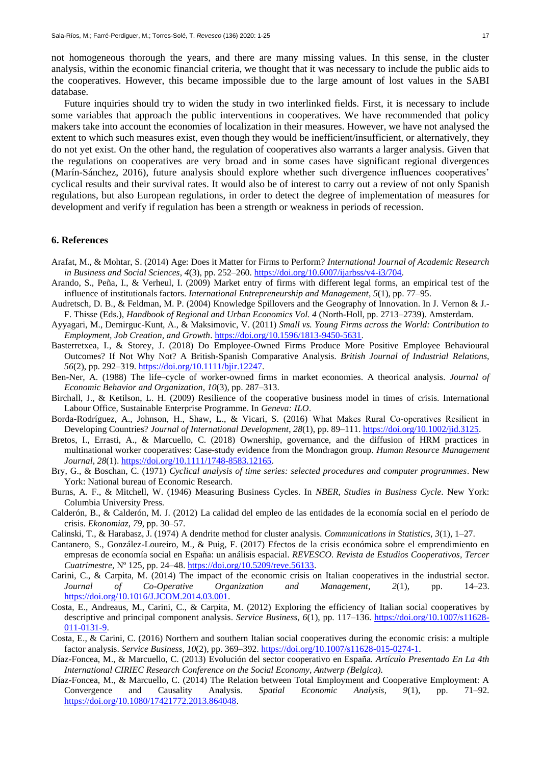not homogeneous thorough the years, and there are many missing values. In this sense, in the cluster analysis, within the economic financial criteria, we thought that it was necessary to include the public aids to the cooperatives. However, this became impossible due to the large amount of lost values in the SABI database.

Future inquiries should try to widen the study in two interlinked fields. First, it is necessary to include some variables that approach the public interventions in cooperatives. We have recommended that policy makers take into account the economies of localization in their measures. However, we have not analysed the extent to which such measures exist, even though they would be inefficient/insufficient, or alternatively, they do not yet exist. On the other hand, the regulation of cooperatives also warrants a larger analysis. Given that the regulations on cooperatives are very broad and in some cases have significant regional divergences (Marín-Sánchez, 2016), future analysis should explore whether such divergence influences cooperatives' cyclical results and their survival rates. It would also be of interest to carry out a review of not only Spanish regulations, but also European regulations, in order to detect the degree of implementation of measures for development and verify if regulation has been a strength or weakness in periods of recession.

## 6. References

Arafat, M., & Mohtar, S. (2014) Age: Does it Matter for Firms to Perform? *International Journal of Academic Research in Business and Social Sciences*, *4*(3), pp. 252–260. https://doi.org/10.6007/ijarbss/v4-i3/704.

Arando, S., Peña, I., & Verheul, I. (2009) Market entry of firms with different legal forms, an empirical test of the influence of institutionals factors. *International Entrepreneurship and Management*, *5*(1), pp. 77–95.

Audretsch, D. B., & Feldman, M. P. (2004) Knowledge Spillovers and the Geography of Innovation. In J. Vernon & J.-F. Thisse (Eds.), *Handbook of Regional and Urban Economics Vol. 4* (North-Holl, pp. 2713–2739). Amsterdam.

Ayyagari, M., Demirguc-Kunt, A., & Maksimovic, V. (2011) *Small vs. Young Firms across the World: Contribution to Employment, Job Creation, and Growth*. https://doi.org/10.1596/1813-9450-5631.

Basterretxea, I., & Storey, J. (2018) Do Employee-Owned Firms Produce More Positive Employee Behavioural Outcomes? If Not Why Not? A British-Spanish Comparative Analysis. *British Journal of Industrial Relations*, *56*(2), pp. 292–319. https://doi.org/10.1111/bjir.12247.

Ben-Ner, A. (1988) The life–cycle of worker-owned firms in market economies. A theorical analysis. *Journal of Economic Behavior and Organization*, *10*(3), pp. 287–313.

Birchall, J., & Ketilson, L. H. (2009) Resilience of the cooperative business model in times of crisis. International Labour Office, Sustainable Enterprise Programme. In *Geneva: ILO*.

Borda-Rodríguez, A., Johnson, H., Shaw, L., & Vicari, S. (2016) What Makes Rural Co-operatives Resilient in Developing Countries? *Journal of International Development*, *28*(1), pp. 89–111. https://doi.org/10.1002/jid.3125.

Bretos, I., Errasti, A., & Marcuello, C. (2018) Ownership, governance, and the diffusion of HRM practices in multinational worker cooperatives: Case-study evidence from the Mondragon group. *Human Resource Management Journal*, *28*(1). https://doi.org/10.1111/1748-8583.12165.

Bry, G., & Boschan, C. (1971) *Cyclical analysis of time series: selected procedures and computer programmes*. New York: National bureau of Economic Research.

Burns, A. F., & Mitchell, W. (1946) Measuring Business Cycles. In *NBER, Studies in Business Cycle*. New York: Columbia University Press.

Calderón, B., & Calderón, M. J. (2012) La calidad del empleo de las entidades de la economía social en el período de crisis. *Ekonomiaz*, *79*, pp. 30–57.

Calinski, T., & Harabasz, J. (1974) A dendrite method for cluster analysis. *Communications in Statistics*, *3*(1), 1–27.

Cantanero, S., González-Loureiro, M., & Puig, F. (2017) Efectos de la crisis económica sobre el emprendimiento en empresas de economía social en España: un análisis espacial. *REVESCO. Revista de Estudios Cooperativos, Tercer Cuatrimestre*, Nº 125, pp. 24–48. https://doi.org/10.5209/reve.56133.

Carini, C., & Carpita, M. (2014) The impact of the economic crisis on Italian cooperatives in the industrial sector. *Journal of Co-Operative Organization and Management*, *2*(1), pp. 14–23. https://doi.org/10.1016/J.JCOM.2014.03.001.

Costa, E., Andreaus, M., Carini, C., & Carpita, M. (2012) Exploring the efficiency of Italian social cooperatives by descriptive and principal component analysis. *Service Business*, *6*(1), pp. 117–136. https://doi.org/10.1007/s11628-011-0131-9.

Costa, E., & Carini, C. (2016) Northern and southern Italian social cooperatives during the economic crisis: a multiple factor analysis. *Service Business*, *10*(2), pp. 369–392. https://doi.org/10.1007/s11628-015-0274-1.

Díaz-Foncea, M., & Marcuello, C. (2013) Evolución del sector cooperativo en España. *Artículo Presentado En La 4th International CIRIEC Research Conference on the Social Economy, Antwerp (Belgica).*

Díaz-Foncea, M., & Marcuello, C. (2014) The Relation between Total Employment and Cooperative Employment: A Convergence and Causality Analysis. *Spatial Economic Analysis*, *9*(1), pp. 71–92. https://doi.org/10.1080/17421772.2013.864048.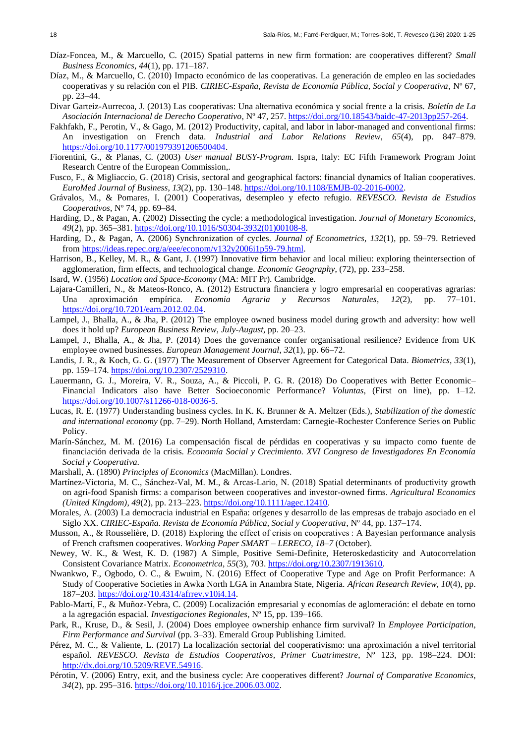Díaz-Foncea, M., & Marcuello, C. (2015) Spatial patterns in new firm formation: are cooperatives different? *Small Business Economics*, *44*(1), pp. 171–187.

Díaz, M., & Marcuello, C. (2010) Impacto económico de las cooperativas. La generación de empleo en las sociedades cooperativas y su relación con el PIB. *CIRIEC-España, Revista de Economía Pública, Social y Cooperativa*, Nº 67, pp. 23–44.

Divar Garteiz-Aurrecoa, J. (2013) Las cooperativas: Una alternativa económica y social frente a la crisis. *Boletín de La Asociación Internacional de Derecho Cooperativo*, Nº 47, 257. https://doi.org/10.18543/baidc-47-2013pp257-264.

Fakhfakh, F., Perotin, V., & Gago, M. (2012) Productivity, capital, and labor in labor-managed and conventional firms: An investigation on French data. *Industrial and Labor Relations Review*, *65*(4), pp. 847–879. https://doi.org/10.1177/001979391206500404.

Fiorentini, G., & Planas, C. (2003) *User manual BUSY-Program.* Ispra, Italy: EC Fifth Framework Program Joint Research Centre of the European Commission,.

Fusco, F., & Migliaccio, G. (2018) Crisis, sectoral and geographical factors: financial dynamics of Italian cooperatives. *EuroMed Journal of Business*, *13*(2), pp. 130–148. https://doi.org/10.1108/EMJB-02-2016-0002.

Grávalos, M., & Pomares, I. (2001) Cooperativas, desempleo y efecto refugio. *REVESCO. Revista de Estudios Cooperativos*, Nº 74, pp. 69–84.

Harding, D., & Pagan, A. (2002) Dissecting the cycle: a methodological investigation. *Journal of Monetary Economics*, *49*(2), pp. 365–381. https://doi.org/10.1016/S0304-3932(01)00108-8.

Harding, D., & Pagan, A. (2006) Synchronization of cycles. *Journal of Econometrics*, *132*(1), pp. 59–79. Retrieved from https://ideas.repec.org/a/eee/econom/v132y2006i1p59-79.html.

Harrison, B., Kelley, M. R., & Gant, J. (1997) Innovative firm behavior and local milieu: exploring theintersection of agglomeration, firm effects, and technological change. *Economic Geography*, (72), pp. 233–258.

Isard, W. (1956) *Location and Space-Economy* (MA: MIT Pr). Cambridge.

Lajara-Camilleri, N., & Mateos-Ronco, A. (2012) Estructura financiera y logro empresarial en cooperativas agrarias: Una aproximación empírica. *Economia Agraria y Recursos Naturales*, *12*(2), pp. 77–101. https://doi.org/10.7201/earn.2012.02.04.

Lampel, J., Bhalla, A., & Jha, P. (2012) The employee owned business model during growth and adversity: how well does it hold up? *European Business Review*, *July-August*, pp. 20–23.

Lampel, J., Bhalla, A., & Jha, P. (2014) Does the governance confer organisational resilience? Evidence from UK employee owned businesses. *European Management Journal*, *32*(1), pp. 66–72.

Landis, J. R., & Koch, G. G. (1977) The Measurement of Observer Agreement for Categorical Data. *Biometrics*, *33*(1), pp. 159–174. https://doi.org/10.2307/2529310.

Lauermann, G. J., Moreira, V. R., Souza, A., & Piccoli, P. G. R. (2018) Do Cooperatives with Better Economic–Financial Indicators also have Better Socioeconomic Performance? *Voluntas*, (First on line), pp. 1–12. https://doi.org/10.1007/s11266-018-0036-5.

Lucas, R. E. (1977) Understanding business cycles. In K. K. Brunner & A. Meltzer (Eds.), *Stabilization of the domestic and international economy* (pp. 7–29). North Holland, Amsterdam: Carnegie-Rochester Conference Series on Public Policy.

Marín-Sánchez, M. M. (2016) La compensación fiscal de pérdidas en cooperativas y su impacto como fuente de financiación derivada de la crisis. *Economía Social y Crecimiento. XVI Congreso de Investigadores En Economía Social y Cooperativa.*

Marshall, A. (1890) *Principles of Economics* (MacMillan). Londres.

Martínez-Victoria, M. C., Sánchez-Val, M. M., & Arcas-Lario, N. (2018) Spatial determinants of productivity growth on agri-food Spanish firms: a comparison between cooperatives and investor-owned firms. *Agricultural Economics (United Kingdom)*, *49*(2), pp. 213–223. https://doi.org/10.1111/agec.12410.

Morales, A. (2003) La democracia industrial en España: orígenes y desarrollo de las empresas de trabajo asociado en el Siglo XX. *CIRIEC-España. Revista de Economía Pública, Social y Cooperativa*, Nº 44, pp. 137–174.

Musson, A., & Rousselière, D. (2018) Exploring the effect of crisis on cooperatives : A Bayesian performance analysis of French craftsmen cooperatives. *Working Paper SMART – LERECO, 18–7* (October).

Newey, W. K., & West, K. D. (1987) A Simple, Positive Semi-Definite, Heteroskedasticity and Autocorrelation Consistent Covariance Matrix. *Econometrica*, *55*(3), 703. https://doi.org/10.2307/1913610.

Nwankwo, F., Ogbodo, O. C., & Ewuim, N. (2016) Effect of Cooperative Type and Age on Profit Performance: A Study of Cooperative Societies in Awka North LGA in Anambra State, Nigeria. *African Research Review*, *10*(4), pp. 187–203. https://doi.org/10.4314/afrrev.v10i4.14.

Pablo-Martí, F., & Muñoz-Yebra, C. (2009) Localización empresarial y economías de aglomeración: el debate en torno a la agregación espacial. *Investigaciones Regionales*, Nº 15, pp. 139–166.

Park, R., Kruse, D., & Sesil, J. (2004) Does employee ownership enhance firm survival? In *Employee Participation, Firm Performance and Survival* (pp. 3–33). Emerald Group Publishing Limited.

Pérez, M. C., & Valiente, L. (2017) La localización sectorial del cooperativismo: una aproximación a nivel territorial español. *REVESCO. Revista de Estudios Cooperativos, Primer Cuatrimestre*, Nº 123, pp. 198–224. DOI: http://dx.doi.org/10.5209/REVE.54916.

Pérotin, V. (2006) Entry, exit, and the business cycle: Are cooperatives different? *Journal of Comparative Economics*, *34*(2), pp. 295–316. https://doi.org/10.1016/j.jce.2006.03.002.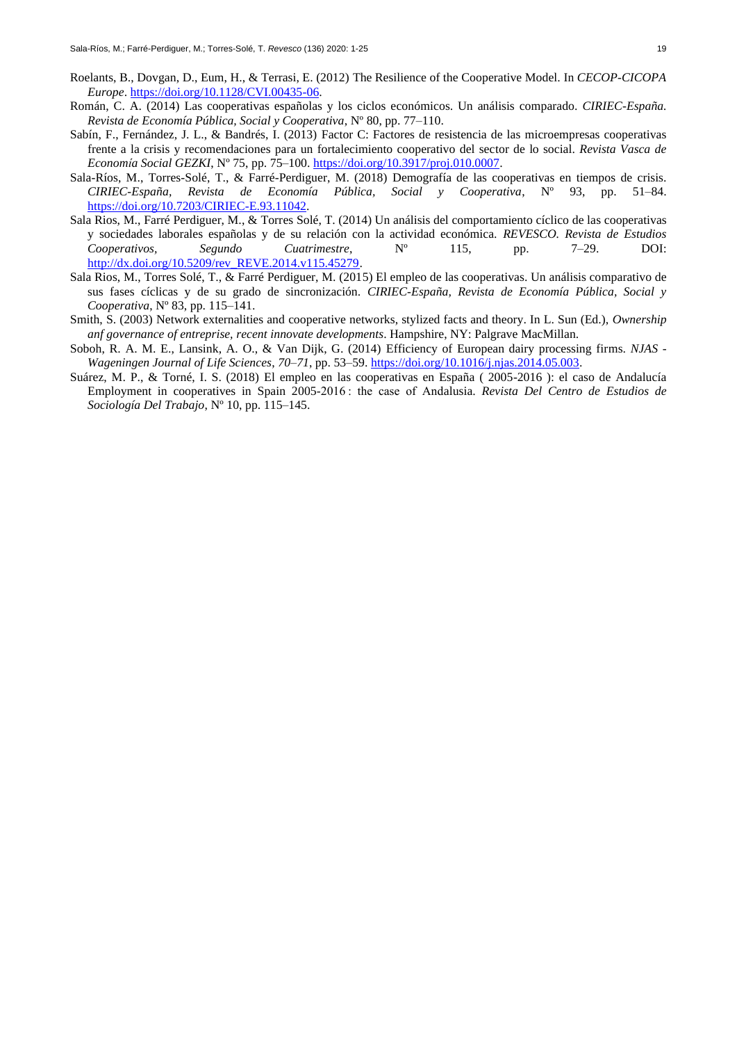Roelants, B., Dovgan, D., Eum, H., & Terrasi, E. (2012) The Resilience of the Cooperative Model. In *CECOP-CICOPA Europe*. https://doi.org/10.1128/CVI.00435-06.

Román, C. A. (2014) Las cooperativas españolas y los ciclos económicos. Un análisis comparado. *CIRIEC-España. Revista de Economía Pública, Social y Cooperativa*, Nº 80, pp. 77–110.

Sabín, F., Fernández, J. L., & Bandrés, I. (2013) Factor C: Factores de resistencia de las microempresas cooperativas frente a la crisis y recomendaciones para un fortalecimiento cooperativo del sector de lo social. *Revista Vasca de Economía Social GEZKI*, Nº 75, pp. 75–100. https://doi.org/10.3917/proj.010.0007.

Sala-Ríos, M., Torres-Solé, T., & Farré-Perdiguer, M. (2018) Demografía de las cooperativas en tiempos de crisis. *CIRIEC-España, Revista de Economía Pública, Social y Cooperativa*, Nº 93, pp. 51–84. https://doi.org/10.7203/CIRIEC-E.93.11042.

Sala Rios, M., Farré Perdiguer, M., & Torres Solé, T. (2014) Un análisis del comportamiento cíclico de las cooperativas y sociedades laborales españolas y de su relación con la actividad económica. *REVESCO. Revista de Estudios Cooperativos, Segundo Cuatrimestre*, Nº 115, pp. 7–29. DOI: http://dx.doi.org/10.5209/rev_REVE.2014.v115.45279.

Sala Rios, M., Torres Solé, T., & Farré Perdiguer, M. (2015) El empleo de las cooperativas. Un análisis comparativo de sus fases cíclicas y de su grado de sincronización. *CIRIEC-España, Revista de Economía Pública, Social y Cooperativa*, Nº 83, pp. 115–141.

Smith, S. (2003) Network externalities and cooperative networks, stylized facts and theory. In L. Sun (Ed.), *Ownership anf governance of entreprise, recent innovate developments*. Hampshire, NY: Palgrave MacMillan.

Soboh, R. A. M. E., Lansink, A. O., & Van Dijk, G. (2014) Efficiency of European dairy processing firms. *NJAS - Wageningen Journal of Life Sciences*, *70–71*, pp. 53–59. https://doi.org/10.1016/j.njas.2014.05.003.

Suárez, M. P., & Torné, I. S. (2018) El empleo en las cooperativas en España ( 2005-2016 ): el caso de Andalucía Employment in cooperatives in Spain 2005-2016 : the case of Andalusia. *Revista Del Centro de Estudios de Sociología Del Trabajo*, Nº 10, pp. 115–145.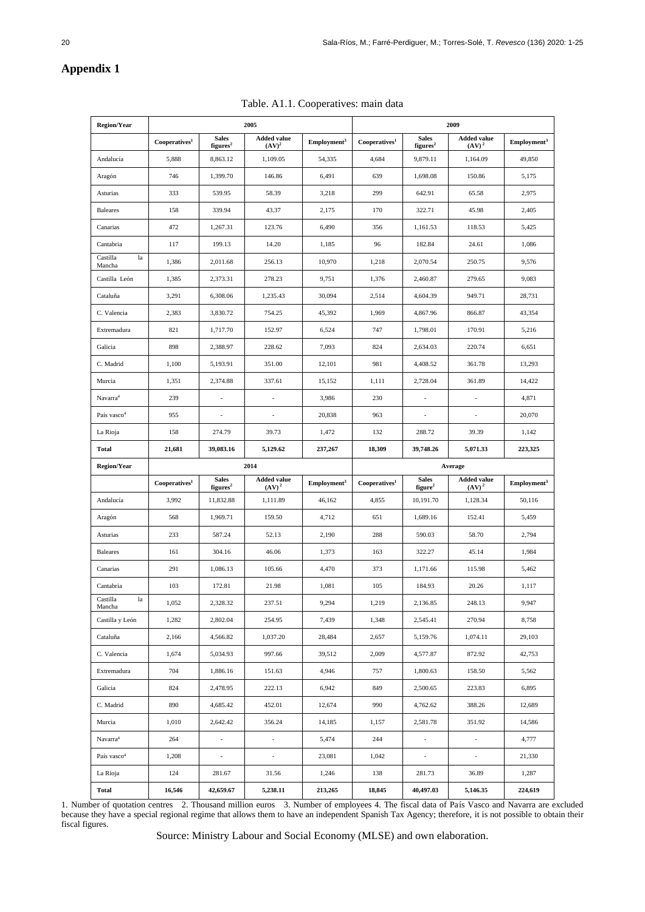# Appendix 1

Table. A1.1. Cooperatives: main data

| Region/Year | 2005 | | | | 2009 | | | |
|---|---|---|---|---|---|---|---|---|
| | Cooperatives[1] | Sales figures[2] | Added value (AV)[2] | Employment[3] | Cooperatives[1] | Sales figures[2] | Added value (AV)[2] | Employment[3] |
| Andalucía | 5,888 | 8,863.12 | 1,109.05 | 54,335 | 4,684 | 9,879.11 | 1,164.09 | 49,850 |
| Aragón | 746 | 1,399.70 | 146.86 | 6,491 | 639 | 1,698.08 | 150.86 | 5,175 |
| Asturias | 333 | 539.95 | 58.39 | 3,218 | 299 | 642.91 | 65.58 | 2,975 |
| Baleares | 158 | 339.94 | 43.37 | 2,175 | 170 | 322.71 | 45.98 | 2,405 |
| Canarias | 472 | 1,267.31 | 123.76 | 6,490 | 356 | 1,161.53 | 118.53 | 5,425 |
| Cantabria | 117 | 199.13 | 14.20 | 1,185 | 96 | 182.84 | 24.61 | 1,086 |
| Castilla la Mancha | 1,386 | 2,011.68 | 256.13 | 10,970 | 1,218 | 2,070.54 | 250.75 | 9,576 |
| Castilla León | 1,385 | 2,373.31 | 278.23 | 9,751 | 1,376 | 2,460.87 | 279.65 | 9,083 |
| Cataluña | 3,291 | 6,308.06 | 1,235.43 | 30,094 | 2,514 | 4,604.39 | 949.71 | 28,731 |
| C. Valencia | 2,383 | 3,830.72 | 754.25 | 45,392 | 1,969 | 4,867.96 | 866.87 | 43,354 |
| Extremadura | 821 | 1,717.70 | 152.97 | 6,524 | 747 | 1,798.01 | 170.91 | 5,216 |
| Galicia | 898 | 2,388.97 | 228.62 | 7,093 | 824 | 2,634.03 | 220.74 | 6,651 |
| C. Madrid | 1,100 | 5,193.91 | 351.00 | 12,101 | 981 | 4,408.52 | 361.78 | 13,293 |
| Murcia | 1,351 | 2,374.88 | 337.61 | 15,152 | 1,111 | 2,728.04 | 361.89 | 14,422 |
| Navarra[4] | 239 | - | - | 3,986 | 230 | - | - | 4,871 |
| País vasco[4] | 955 | - | - | 20,838 | 963 | - | - | 20,070 |
| La Rioja | 158 | 274.79 | 39.73 | 1,472 | 132 | 288.72 | 39.39 | 1,142 |
| **Total** | **21,681** | **39,083.16** | **5,129.62** | **237,267** | **18,309** | **39,748.26** | **5,071.33** | **223,325** |
| **Region/Year** | **2014** | | | | **Average** | | | |
| | Cooperatives[1] | Sales figures[2] | Added value (AV)[2] | Employment[3] | Cooperatives[1] | Sales figure[2] | Added value (AV)[2] | Employment[3] |
| Andalucía | 3,992 | 11,832.88 | 1,111.89 | 46,162 | 4,855 | 10,191.70 | 1,128.34 | 50,116 |
| Aragón | 568 | 1,969.71 | 159.50 | 4,712 | 651 | 1,689.16 | 152.41 | 5,459 |
| Asturias | 233 | 587.24 | 52.13 | 2,190 | 288 | 590.03 | 58.70 | 2,794 |
| Baleares | 161 | 304.16 | 46.06 | 1,373 | 163 | 322.27 | 45.14 | 1,984 |
| Canarias | 291 | 1,086.13 | 105.66 | 4,470 | 373 | 1,171.66 | 115.98 | 5,462 |
| Cantabria | 103 | 172.81 | 21.98 | 1,081 | 105 | 184.93 | 20.26 | 1,117 |
| Castilla la Mancha | 1,052 | 2,328.32 | 237.51 | 9,294 | 1,219 | 2,136.85 | 248.13 | 9,947 |
| Castilla y León | 1,282 | 2,802.04 | 254.95 | 7,439 | 1,348 | 2,545.41 | 270.94 | 8,758 |
| Cataluña | 2,166 | 4,566.82 | 1,037.20 | 28,484 | 2,657 | 5,159.76 | 1,074.11 | 29,103 |
| C. Valencia | 1,674 | 5,034.93 | 997.66 | 39,512 | 2,009 | 4,577.87 | 872.92 | 42,753 |
| Extremadura | 704 | 1,886.16 | 151.63 | 4,946 | 757 | 1,800.63 | 158.50 | 5,562 |
| Galicia | 824 | 2,478.95 | 222.13 | 6,942 | 849 | 2,500.65 | 223.83 | 6,895 |
| C. Madrid | 890 | 4,685.42 | 452.01 | 12,674 | 990 | 4,762.62 | 388.26 | 12,689 |
| Murcia | 1,010 | 2,642.42 | 356.24 | 14,185 | 1,157 | 2,581.78 | 351.92 | 14,586 |
| Navarra[4] | 264 | - | - | 5,474 | 244 | - | - | 4,777 |
| País vasco[4] | 1,208 | - | - | 23,081 | 1,042 | - | - | 21,330 |
| La Rioja | 124 | 281.67 | 31.56 | 1,246 | 138 | 281.73 | 36.89 | 1,287 |
| **Total** | **16,546** | **42,659.67** | **5,238.11** | **213,265** | **18,845** | **40,497.03** | **5,146.35** | **224,619** |

1. Number of quotation centres 2. Thousand million euros 3. Number of employees 4. The fiscal data of País Vasco and Navarra are excluded because they have a special regional regime that allows them to have an independent Spanish Tax Agency; therefore, it is not possible to obtain their fiscal figures.

Source: Ministry Labour and Social Economy (MLSE) and own elaboration.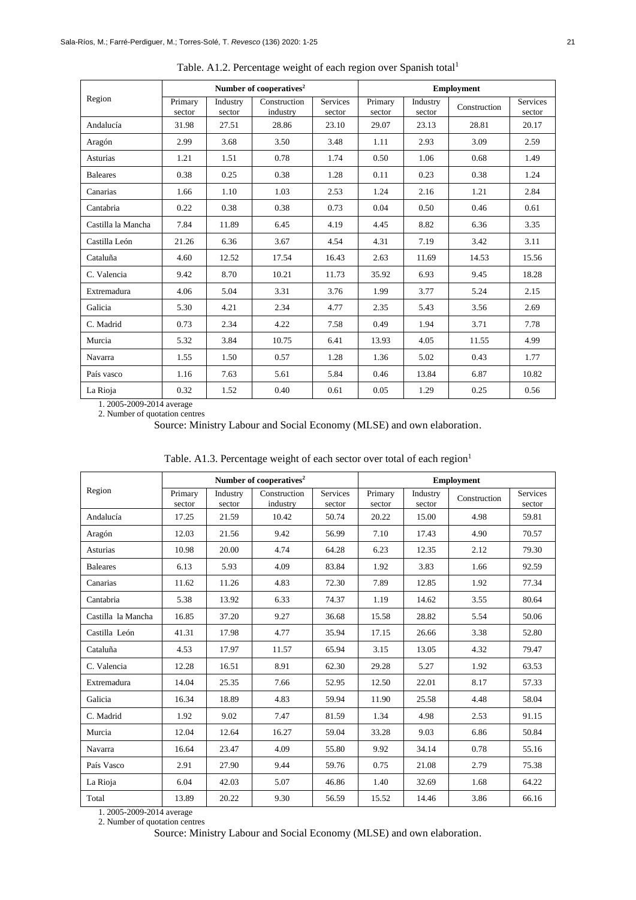Table. A1.2. Percentage weight of each region over Spanish total[1]

| Region | Number of cooperatives[2] | | | | Employment | | | |
|---|---|---|---|---|---|---|---|---|
| | Primary sector | Industry sector | Construction industry | Services sector | Primary sector | Industry sector | Construction | Services sector |
| Andalucía | 31.98 | 27.51 | 28.86 | 23.10 | 29.07 | 23.13 | 28.81 | 20.17 |
| Aragón | 2.99 | 3.68 | 3.50 | 3.48 | 1.11 | 2.93 | 3.09 | 2.59 |
| Asturias | 1.21 | 1.51 | 0.78 | 1.74 | 0.50 | 1.06 | 0.68 | 1.49 |
| Baleares | 0.38 | 0.25 | 0.38 | 1.28 | 0.11 | 0.23 | 0.38 | 1.24 |
| Canarias | 1.66 | 1.10 | 1.03 | 2.53 | 1.24 | 2.16 | 1.21 | 2.84 |
| Cantabria | 0.22 | 0.38 | 0.38 | 0.73 | 0.04 | 0.50 | 0.46 | 0.61 |
| Castilla la Mancha | 7.84 | 11.89 | 6.45 | 4.19 | 4.45 | 8.82 | 6.36 | 3.35 |
| Castilla León | 21.26 | 6.36 | 3.67 | 4.54 | 4.31 | 7.19 | 3.42 | 3.11 |
| Cataluña | 4.60 | 12.52 | 17.54 | 16.43 | 2.63 | 11.69 | 14.53 | 15.56 |
| C. Valencia | 9.42 | 8.70 | 10.21 | 11.73 | 35.92 | 6.93 | 9.45 | 18.28 |
| Extremadura | 4.06 | 5.04 | 3.31 | 3.76 | 1.99 | 3.77 | 5.24 | 2.15 |
| Galicia | 5.30 | 4.21 | 2.34 | 4.77 | 2.35 | 5.43 | 3.56 | 2.69 |
| C. Madrid | 0.73 | 2.34 | 4.22 | 7.58 | 0.49 | 1.94 | 3.71 | 7.78 |
| Murcia | 5.32 | 3.84 | 10.75 | 6.41 | 13.93 | 4.05 | 11.55 | 4.99 |
| Navarra | 1.55 | 1.50 | 0.57 | 1.28 | 1.36 | 5.02 | 0.43 | 1.77 |
| País vasco | 1.16 | 7.63 | 5.61 | 5.84 | 0.46 | 13.84 | 6.87 | 10.82 |
| La Rioja | 0.32 | 1.52 | 0.40 | 0.61 | 0.05 | 1.29 | 0.25 | 0.56 |

1. 2005-2009-2014 average
2. Number of quotation centres

Source: Ministry Labour and Social Economy (MLSE) and own elaboration.

Table. A1.3. Percentage weight of each sector over total of each region[1]

| Region | Number of cooperatives[2] | | | | Employment | | | |
|---|---|---|---|---|---|---|---|---|
| | Primary sector | Industry sector | Construction industry | Services sector | Primary sector | Industry sector | Construction | Services sector |
| Andalucía | 17.25 | 21.59 | 10.42 | 50.74 | 20.22 | 15.00 | 4.98 | 59.81 |
| Aragón | 12.03 | 21.56 | 9.42 | 56.99 | 7.10 | 17.43 | 4.90 | 70.57 |
| Asturias | 10.98 | 20.00 | 4.74 | 64.28 | 6.23 | 12.35 | 2.12 | 79.30 |
| Baleares | 6.13 | 5.93 | 4.09 | 83.84 | 1.92 | 3.83 | 1.66 | 92.59 |
| Canarias | 11.62 | 11.26 | 4.83 | 72.30 | 7.89 | 12.85 | 1.92 | 77.34 |
| Cantabria | 5.38 | 13.92 | 6.33 | 74.37 | 1.19 | 14.62 | 3.55 | 80.64 |
| Castilla la Mancha | 16.85 | 37.20 | 9.27 | 36.68 | 15.58 | 28.82 | 5.54 | 50.06 |
| Castilla León | 41.31 | 17.98 | 4.77 | 35.94 | 17.15 | 26.66 | 3.38 | 52.80 |
| Cataluña | 4.53 | 17.97 | 11.57 | 65.94 | 3.15 | 13.05 | 4.32 | 79.47 |
| C. Valencia | 12.28 | 16.51 | 8.91 | 62.30 | 29.28 | 5.27 | 1.92 | 63.53 |
| Extremadura | 14.04 | 25.35 | 7.66 | 52.95 | 12.50 | 22.01 | 8.17 | 57.33 |
| Galicia | 16.34 | 18.89 | 4.83 | 59.94 | 11.90 | 25.58 | 4.48 | 58.04 |
| C. Madrid | 1.92 | 9.02 | 7.47 | 81.59 | 1.34 | 4.98 | 2.53 | 91.15 |
| Murcia | 12.04 | 12.64 | 16.27 | 59.04 | 33.28 | 9.03 | 6.86 | 50.84 |
| Navarra | 16.64 | 23.47 | 4.09 | 55.80 | 9.92 | 34.14 | 0.78 | 55.16 |
| País Vasco | 2.91 | 27.90 | 9.44 | 59.76 | 0.75 | 21.08 | 2.79 | 75.38 |
| La Rioja | 6.04 | 42.03 | 5.07 | 46.86 | 1.40 | 32.69 | 1.68 | 64.22 |
| Total | 13.89 | 20.22 | 9.30 | 56.59 | 15.52 | 14.46 | 3.86 | 66.16 |

1. 2005-2009-2014 average
2. Number of quotation centres

Source: Ministry Labour and Social Economy (MLSE) and own elaboration.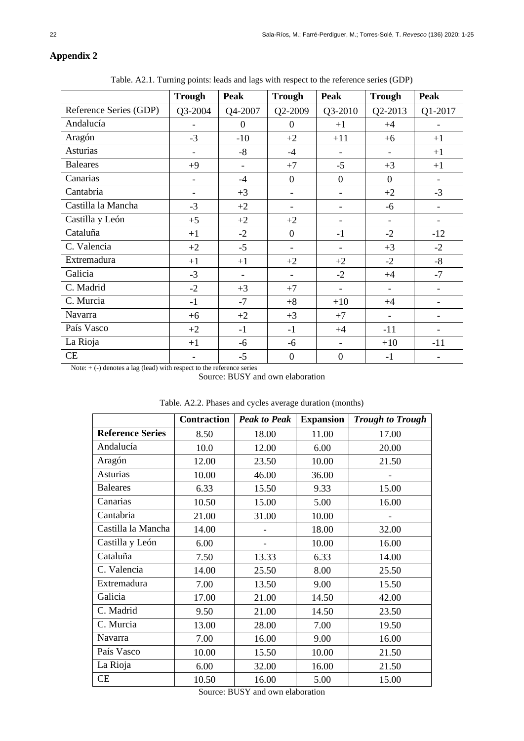## Appendix 2

Table. A2.1. Turning points: leads and lags with respect to the reference series (GDP)

| | Trough | Peak | Trough | Peak | Trough | Peak |
|---|---|---|---|---|---|---|
| Reference Series (GDP) | Q3-2004 | Q4-2007 | Q2-2009 | Q3-2010 | Q2-2013 | Q1-2017 |
| Andalucía | - | 0 | 0 | +1 | +4 | - |
| Aragón | -3 | -10 | +2 | +11 | +6 | +1 |
| Asturias | - | -8 | -4 | - | - | +1 |
| Baleares | +9 | - | +7 | -5 | +3 | +1 |
| Canarias | - | -4 | 0 | 0 | 0 | - |
| Cantabria | - | +3 | - | - | +2 | -3 |
| Castilla la Mancha | -3 | +2 | - | - | -6 | - |
| Castilla y León | +5 | +2 | +2 | - | - | - |
| Cataluña | +1 | -2 | 0 | -1 | -2 | -12 |
| C. Valencia | +2 | -5 | - | - | +3 | -2 |
| Extremadura | +1 | +1 | +2 | +2 | -2 | -8 |
| Galicia | -3 | - | - | -2 | +4 | -7 |
| C. Madrid | -2 | +3 | +7 | - | - | - |
| C. Murcia | -1 | -7 | +8 | +10 | +4 | - |
| Navarra | +6 | +2 | +3 | +7 | - | - |
| País Vasco | +2 | -1 | -1 | +4 | -11 | - |
| La Rioja | +1 | -6 | -6 | - | +10 | -11 |
| CE | - | -5 | 0 | 0 | -1 | - |

Note: + (-) denotes a lag (lead) with respect to the reference series

Source: BUSY and own elaboration

Table. A2.2. Phases and cycles average duration (months)

| | Contraction | *Peak to Peak* | Expansion | *Trough to Trough* |
|---|---|---|---|---|
| **Reference Series** | 8.50 | 18.00 | 11.00 | 17.00 |
| Andalucía | 10.0 | 12.00 | 6.00 | 20.00 |
| Aragón | 12.00 | 23.50 | 10.00 | 21.50 |
| Asturias | 10.00 | 46.00 | 36.00 | - |
| Baleares | 6.33 | 15.50 | 9.33 | 15.00 |
| Canarias | 10.50 | 15.00 | 5.00 | 16.00 |
| Cantabria | 21.00 | 31.00 | 10.00 | - |
| Castilla la Mancha | 14.00 | - | 18.00 | 32.00 |
| Castilla y León | 6.00 | - | 10.00 | 16.00 |
| Cataluña | 7.50 | 13.33 | 6.33 | 14.00 |
| C. Valencia | 14.00 | 25.50 | 8.00 | 25.50 |
| Extremadura | 7.00 | 13.50 | 9.00 | 15.50 |
| Galicia | 17.00 | 21.00 | 14.50 | 42.00 |
| C. Madrid | 9.50 | 21.00 | 14.50 | 23.50 |
| C. Murcia | 13.00 | 28.00 | 7.00 | 19.50 |
| Navarra | 7.00 | 16.00 | 9.00 | 16.00 |
| País Vasco | 10.00 | 15.50 | 10.00 | 21.50 |
| La Rioja | 6.00 | 32.00 | 16.00 | 21.50 |
| CE | 10.50 | 16.00 | 5.00 | 15.00 |

Source: BUSY and own elaboration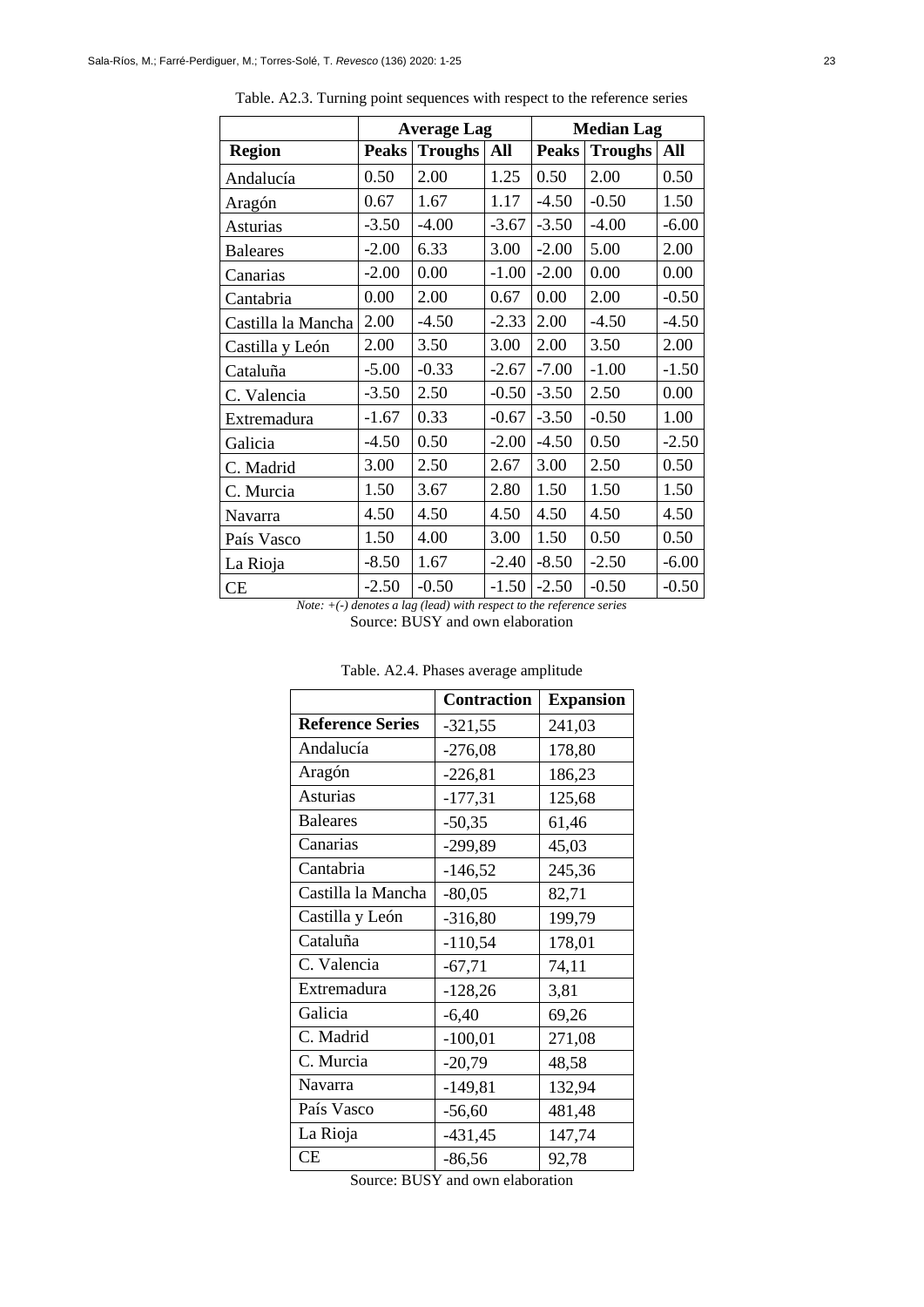Table. A2.3. Turning point sequences with respect to the reference series

| | Average Lag | | | Median Lag | | |
|---|---|---|---|---|---|---|
| **Region** | **Peaks** | **Troughs** | **All** | **Peaks** | **Troughs** | **All** |
| Andalucía | 0.50 | 2.00 | 1.25 | 0.50 | 2.00 | 0.50 |
| Aragón | 0.67 | 1.67 | 1.17 | -4.50 | -0.50 | 1.50 |
| Asturias | -3.50 | -4.00 | -3.67 | -3.50 | -4.00 | -6.00 |
| Baleares | -2.00 | 6.33 | 3.00 | -2.00 | 5.00 | 2.00 |
| Canarias | -2.00 | 0.00 | -1.00 | -2.00 | 0.00 | 0.00 |
| Cantabria | 0.00 | 2.00 | 0.67 | 0.00 | 2.00 | -0.50 |
| Castilla la Mancha | 2.00 | -4.50 | -2.33 | 2.00 | -4.50 | -4.50 |
| Castilla y León | 2.00 | 3.50 | 3.00 | 2.00 | 3.50 | 2.00 |
| Cataluña | -5.00 | -0.33 | -2.67 | -7.00 | -1.00 | -1.50 |
| C. Valencia | -3.50 | 2.50 | -0.50 | -3.50 | 2.50 | 0.00 |
| Extremadura | -1.67 | 0.33 | -0.67 | -3.50 | -0.50 | 1.00 |
| Galicia | -4.50 | 0.50 | -2.00 | -4.50 | 0.50 | -2.50 |
| C. Madrid | 3.00 | 2.50 | 2.67 | 3.00 | 2.50 | 0.50 |
| C. Murcia | 1.50 | 3.67 | 2.80 | 1.50 | 1.50 | 1.50 |
| Navarra | 4.50 | 4.50 | 4.50 | 4.50 | 4.50 | 4.50 |
| País Vasco | 1.50 | 4.00 | 3.00 | 1.50 | 0.50 | 0.50 |
| La Rioja | -8.50 | 1.67 | -2.40 | -8.50 | -2.50 | -6.00 |
| CE | -2.50 | -0.50 | -1.50 | -2.50 | -0.50 | -0.50 |

*Note: +(-) denotes a lag (lead) with respect to the reference series*

Source: BUSY and own elaboration

Table. A2.4. Phases average amplitude

| | Contraction | Expansion |
|---|---|---|
| **Reference Series** | -321,55 | 241,03 |
| Andalucía | -276,08 | 178,80 |
| Aragón | -226,81 | 186,23 |
| Asturias | -177,31 | 125,68 |
| Baleares | -50,35 | 61,46 |
| Canarias | -299,89 | 45,03 |
| Cantabria | -146,52 | 245,36 |
| Castilla la Mancha | -80,05 | 82,71 |
| Castilla y León | -316,80 | 199,79 |
| Cataluña | -110,54 | 178,01 |
| C. Valencia | -67,71 | 74,11 |
| Extremadura | -128,26 | 3,81 |
| Galicia | -6,40 | 69,26 |
| C. Madrid | -100,01 | 271,08 |
| C. Murcia | -20,79 | 48,58 |
| Navarra | -149,81 | 132,94 |
| País Vasco | -56,60 | 481,48 |
| La Rioja | -431,45 | 147,74 |
| CE | -86,56 | 92,78 |

Source: BUSY and own elaboration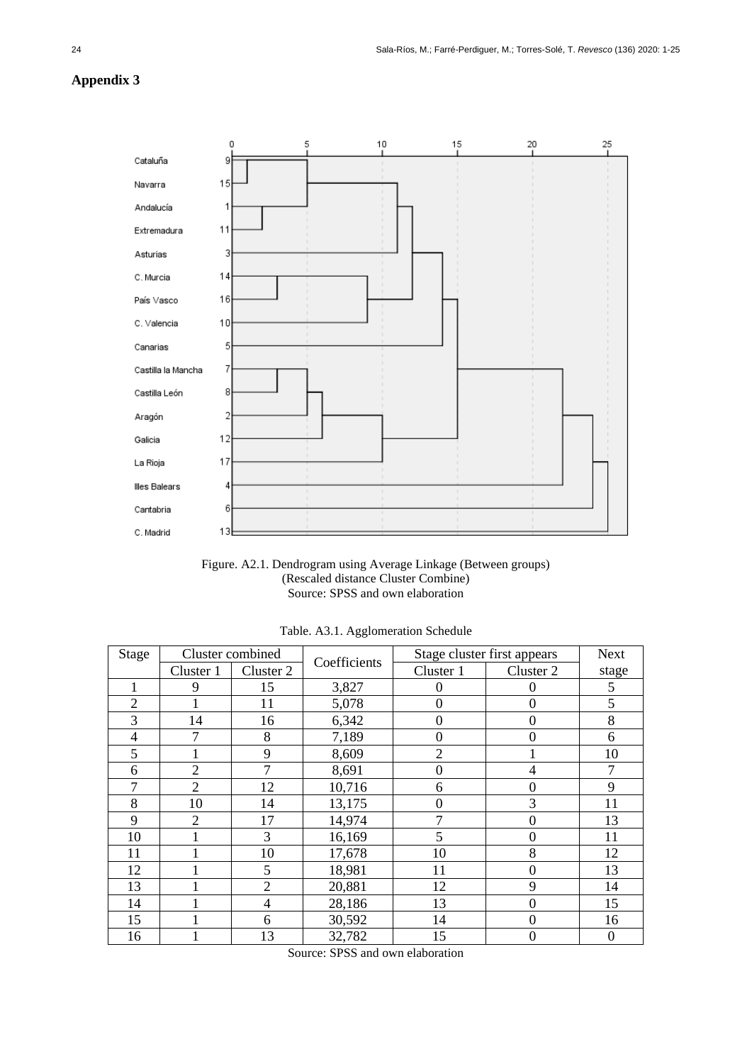## Appendix 3

Figure. A2.1. Dendrogram using Average Linkage (Between groups)
(Rescaled distance Cluster Combine)
Source: SPSS and own elaboration

Table. A3.1. Agglomeration Schedule

| Stage | Cluster combined | | Coefficients | Stage cluster first appears | | Next |
|---|---|---|---|---|---|---|
| | Cluster 1 | Cluster 2 | | Cluster 1 | Cluster 2 | stage |
| 1 | 9 | 15 | 3,827 | 0 | 0 | 5 |
| 2 | 1 | 11 | 5,078 | 0 | 0 | 5 |
| 3 | 14 | 16 | 6,342 | 0 | 0 | 8 |
| 4 | 7 | 8 | 7,189 | 0 | 0 | 6 |
| 5 | 1 | 9 | 8,609 | 2 | 1 | 10 |
| 6 | 2 | 7 | 8,691 | 0 | 4 | 7 |
| 7 | 2 | 12 | 10,716 | 6 | 0 | 9 |
| 8 | 10 | 14 | 13,175 | 0 | 3 | 11 |
| 9 | 2 | 17 | 14,974 | 7 | 0 | 13 |
| 10 | 1 | 3 | 16,169 | 5 | 0 | 11 |
| 11 | 1 | 10 | 17,678 | 10 | 8 | 12 |
| 12 | 1 | 5 | 18,981 | 11 | 0 | 13 |
| 13 | 1 | 2 | 20,881 | 12 | 9 | 14 |
| 14 | 1 | 4 | 28,186 | 13 | 0 | 15 |
| 15 | 1 | 6 | 30,592 | 14 | 0 | 16 |
| 16 | 1 | 13 | 32,782 | 15 | 0 | 0 |

Source: SPSS and own elaboration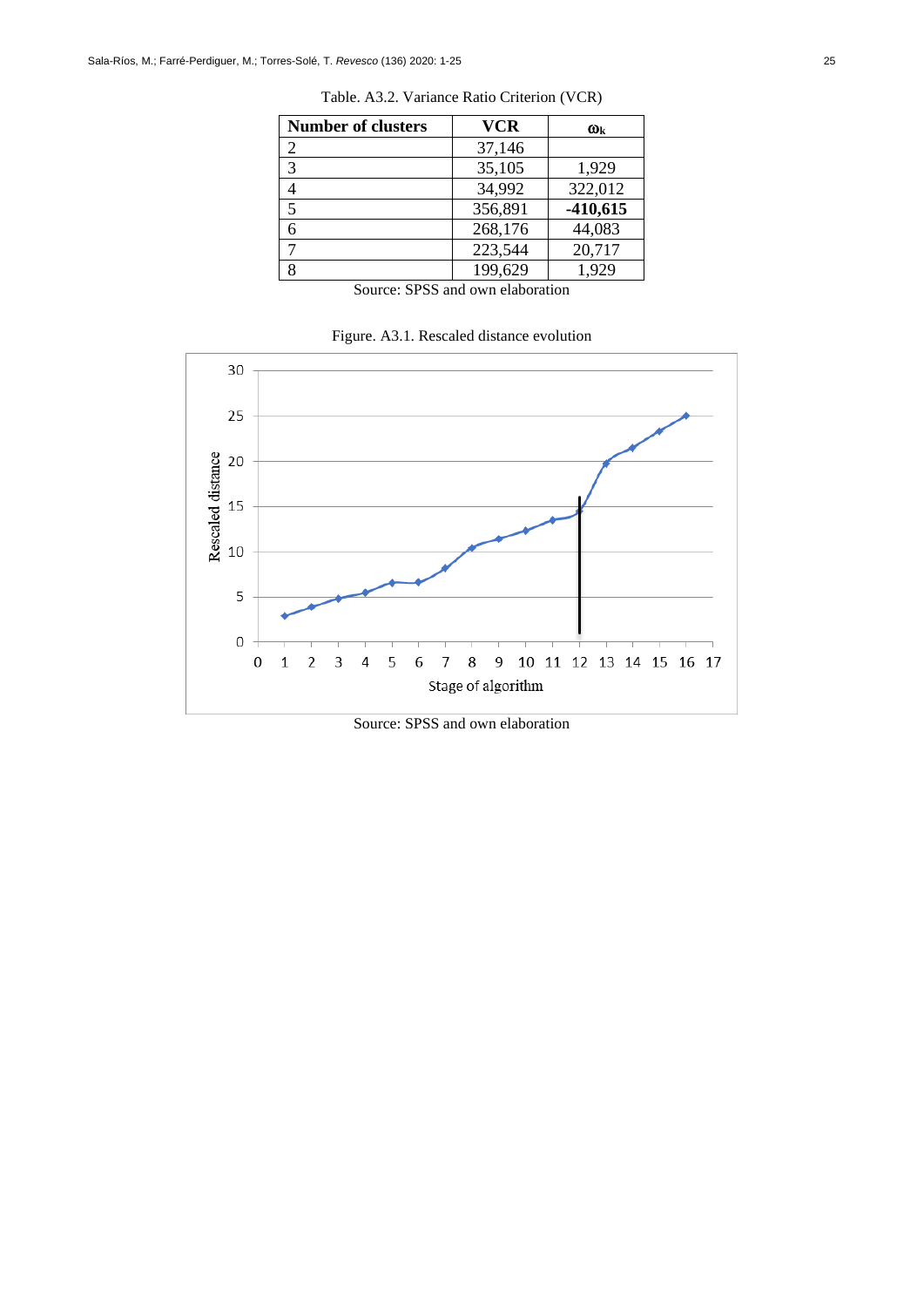Table. A3.2. Variance Ratio Criterion (VCR)

| **Number of clusters** | **VCR** | **$\omega_k$** |
|---|---|---|
| 2 | 37,146 | |
| 3 | 35,105 | 1,929 |
| 4 | 34,992 | 322,012 |
| 5 | 356,891 | **-410,615** |
| 6 | 268,176 | 44,083 |
| 7 | 223,544 | 20,717 |
| 8 | 199,629 | 1,929 |

Source: SPSS and own elaboration

Figure. A3.1. Rescaled distance evolution

Rescaled distance

30
25
20
15
10
5
0

0 1 2 3 4 5 6 7 8 9 10 11 12 13 14 15 16 17

Stage of algorithm

Source: SPSS and own elaboration